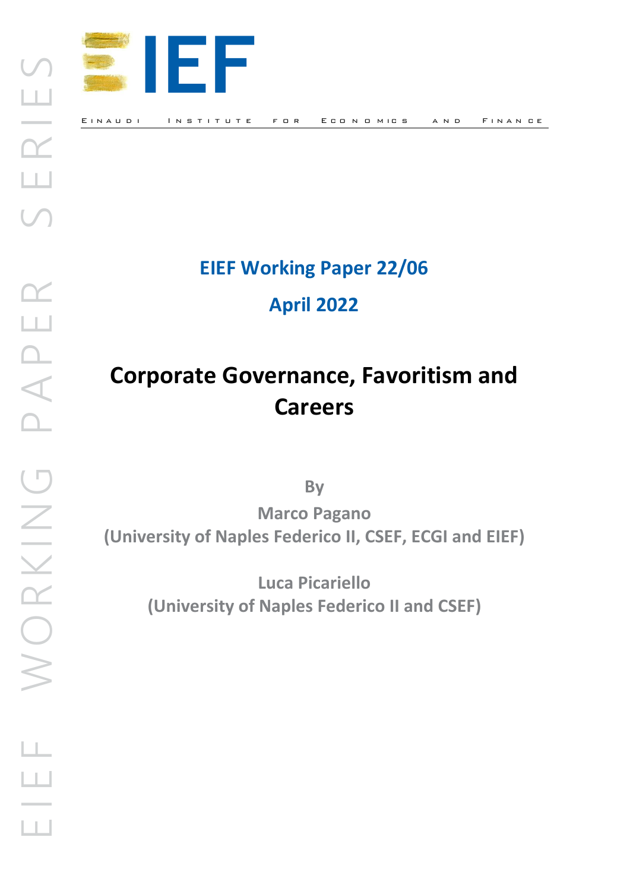EIEF WORKING PAPER SERIES

EINAUDI INSTITUTE FOR ECONOMICS AND FINANCE

**EIEF Working Paper 22/06**

**April 2022**

# Corporate Governance, Favoritism and Careers

By

**Marco Pagano**
**(University of Naples Federico II, CSEF, ECGI and EIEF)**

**Luca Picariello**
**(University of Naples Federico II and CSEF)**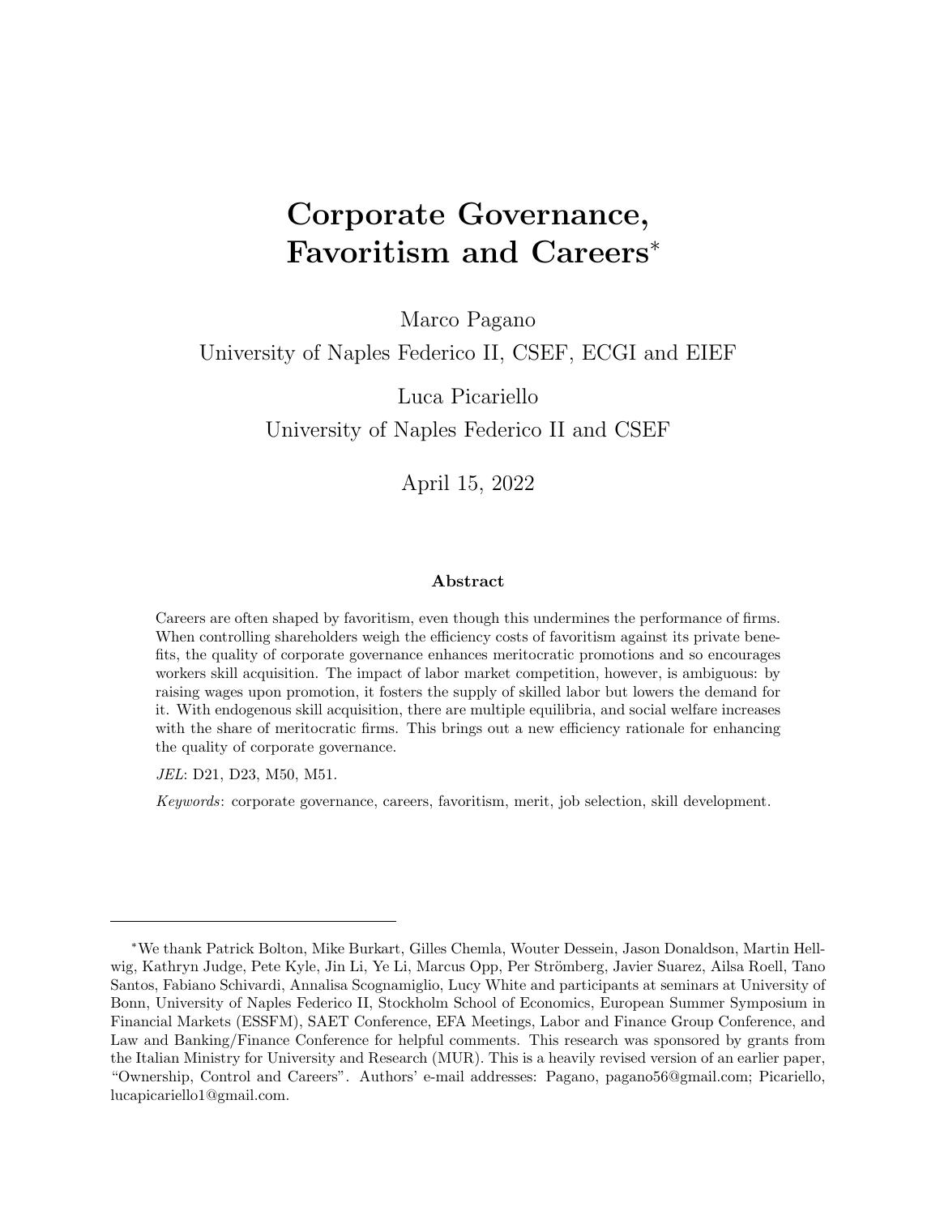# Corporate Governance, Favoritism and Careers*

Marco Pagano
University of Naples Federico II, CSEF, ECGI and EIEF

Luca Picariello
University of Naples Federico II and CSEF

April 15, 2022

### Abstract

Careers are often shaped by favoritism, even though this undermines the performance of firms. When controlling shareholders weigh the efficiency costs of favoritism against its private benefits, the quality of corporate governance enhances meritocratic promotions and so encourages workers skill acquisition. The impact of labor market competition, however, is ambiguous: by raising wages upon promotion, it fosters the supply of skilled labor but lowers the demand for it. With endogenous skill acquisition, there are multiple equilibria, and social welfare increases with the share of meritocratic firms. This brings out a new efficiency rationale for enhancing the quality of corporate governance.

*JEL*: D21, D23, M50, M51.

*Keywords*: corporate governance, careers, favoritism, merit, job selection, skill development.

---

*We thank Patrick Bolton, Mike Burkart, Gilles Chemla, Wouter Dessein, Jason Donaldson, Martin Hellwig, Kathryn Judge, Pete Kyle, Jin Li, Ye Li, Marcus Opp, Per Strömberg, Javier Suarez, Ailsa Roell, Tano Santos, Fabiano Schivardi, Annalisa Scognamiglio, Lucy White and participants at seminars at University of Bonn, University of Naples Federico II, Stockholm School of Economics, European Summer Symposium in Financial Markets (ESSFM), SAET Conference, EFA Meetings, Labor and Finance Group Conference, and Law and Banking/Finance Conference for helpful comments. This research was sponsored by grants from the Italian Ministry for University and Research (MUR). This is a heavily revised version of an earlier paper, "Ownership, Control and Careers". Authors' e-mail addresses: Pagano, pagano56@gmail.com; Picariello, lucapicariello1@gmail.com.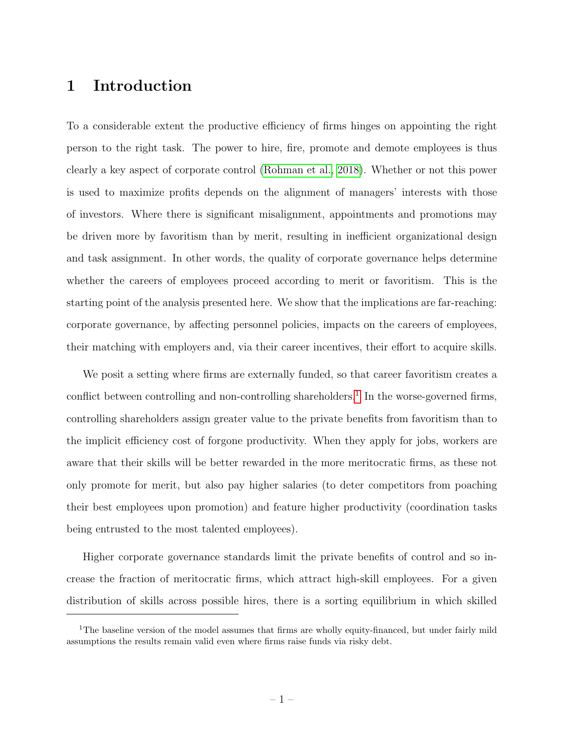# 1 Introduction

To a considerable extent the productive efficiency of firms hinges on appointing the right person to the right task. The power to hire, fire, promote and demote employees is thus clearly a key aspect of corporate control (Rohman et al., 2018). Whether or not this power is used to maximize profits depends on the alignment of managers' interests with those of investors. Where there is significant misalignment, appointments and promotions may be driven more by favoritism than by merit, resulting in inefficient organizational design and task assignment. In other words, the quality of corporate governance helps determine whether the careers of employees proceed according to merit or favoritism. This is the starting point of the analysis presented here. We show that the implications are far-reaching: corporate governance, by affecting personnel policies, impacts on the careers of employees, their matching with employers and, via their career incentives, their effort to acquire skills.

We posit a setting where firms are externally funded, so that career favoritism creates a conflict between controlling and non-controlling shareholders.[1] In the worse-governed firms, controlling shareholders assign greater value to the private benefits from favoritism than to the implicit efficiency cost of forgone productivity. When they apply for jobs, workers are aware that their skills will be better rewarded in the more meritocratic firms, as these not only promote for merit, but also pay higher salaries (to deter competitors from poaching their best employees upon promotion) and feature higher productivity (coordination tasks being entrusted to the most talented employees).

Higher corporate governance standards limit the private benefits of control and so increase the fraction of meritocratic firms, which attract high-skill employees. For a given distribution of skills across possible hires, there is a sorting equilibrium in which skilled

[1] The baseline version of the model assumes that firms are wholly equity-financed, but under fairly mild assumptions the results remain valid even where firms raise funds via risky debt.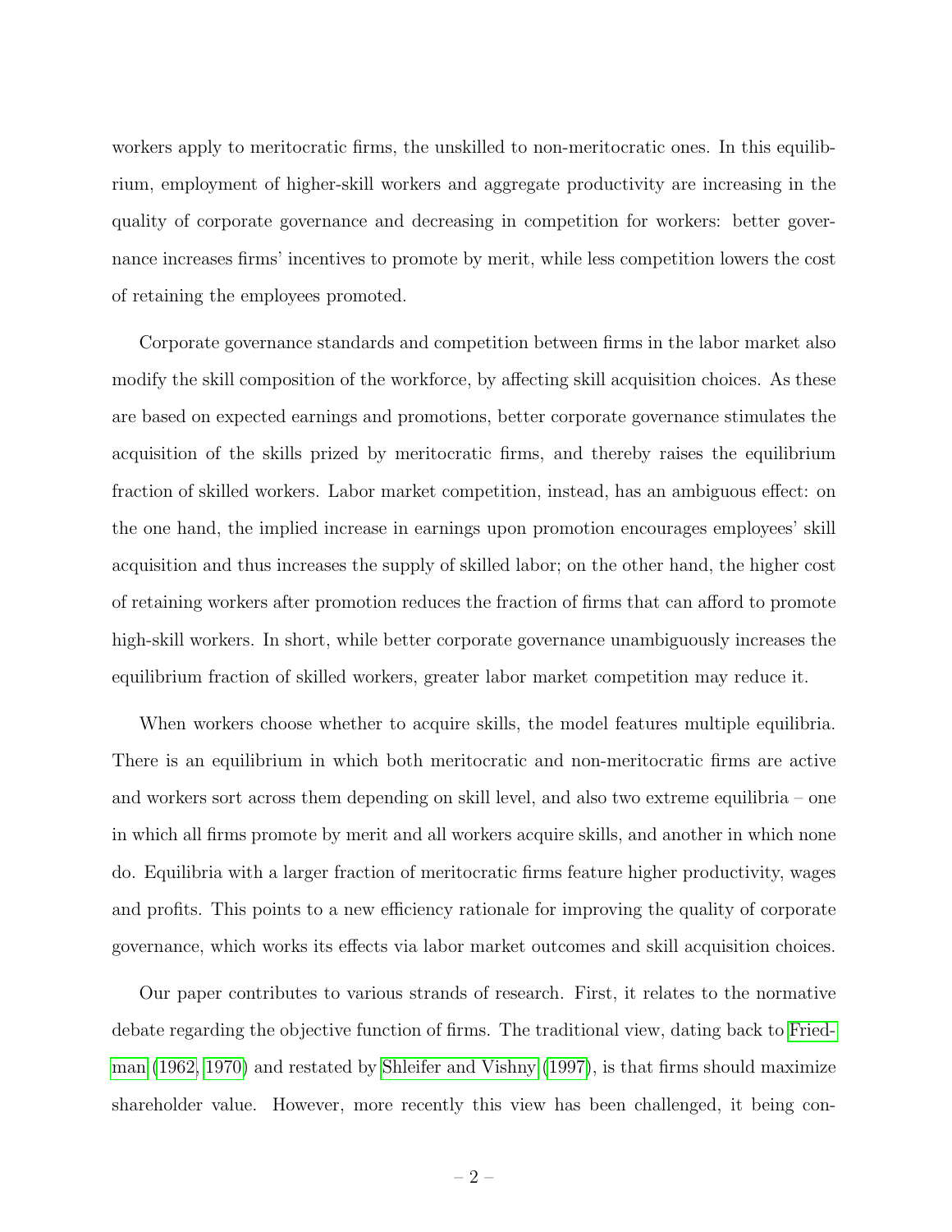workers apply to meritocratic firms, the unskilled to non-meritocratic ones. In this equilibrium, employment of higher-skill workers and aggregate productivity are increasing in the quality of corporate governance and decreasing in competition for workers: better governance increases firms' incentives to promote by merit, while less competition lowers the cost of retaining the employees promoted.

Corporate governance standards and competition between firms in the labor market also modify the skill composition of the workforce, by affecting skill acquisition choices. As these are based on expected earnings and promotions, better corporate governance stimulates the acquisition of the skills prized by meritocratic firms, and thereby raises the equilibrium fraction of skilled workers. Labor market competition, instead, has an ambiguous effect: on the one hand, the implied increase in earnings upon promotion encourages employees' skill acquisition and thus increases the supply of skilled labor; on the other hand, the higher cost of retaining workers after promotion reduces the fraction of firms that can afford to promote high-skill workers. In short, while better corporate governance unambiguously increases the equilibrium fraction of skilled workers, greater labor market competition may reduce it.

When workers choose whether to acquire skills, the model features multiple equilibria. There is an equilibrium in which both meritocratic and non-meritocratic firms are active and workers sort across them depending on skill level, and also two extreme equilibria – one in which all firms promote by merit and all workers acquire skills, and another in which none do. Equilibria with a larger fraction of meritocratic firms feature higher productivity, wages and profits. This points to a new efficiency rationale for improving the quality of corporate governance, which works its effects via labor market outcomes and skill acquisition choices.

Our paper contributes to various strands of research. First, it relates to the normative debate regarding the objective function of firms. The traditional view, dating back to Friedman (1962, 1970) and restated by Shleifer and Vishny (1997), is that firms should maximize shareholder value. However, more recently this view has been challenged, it being con-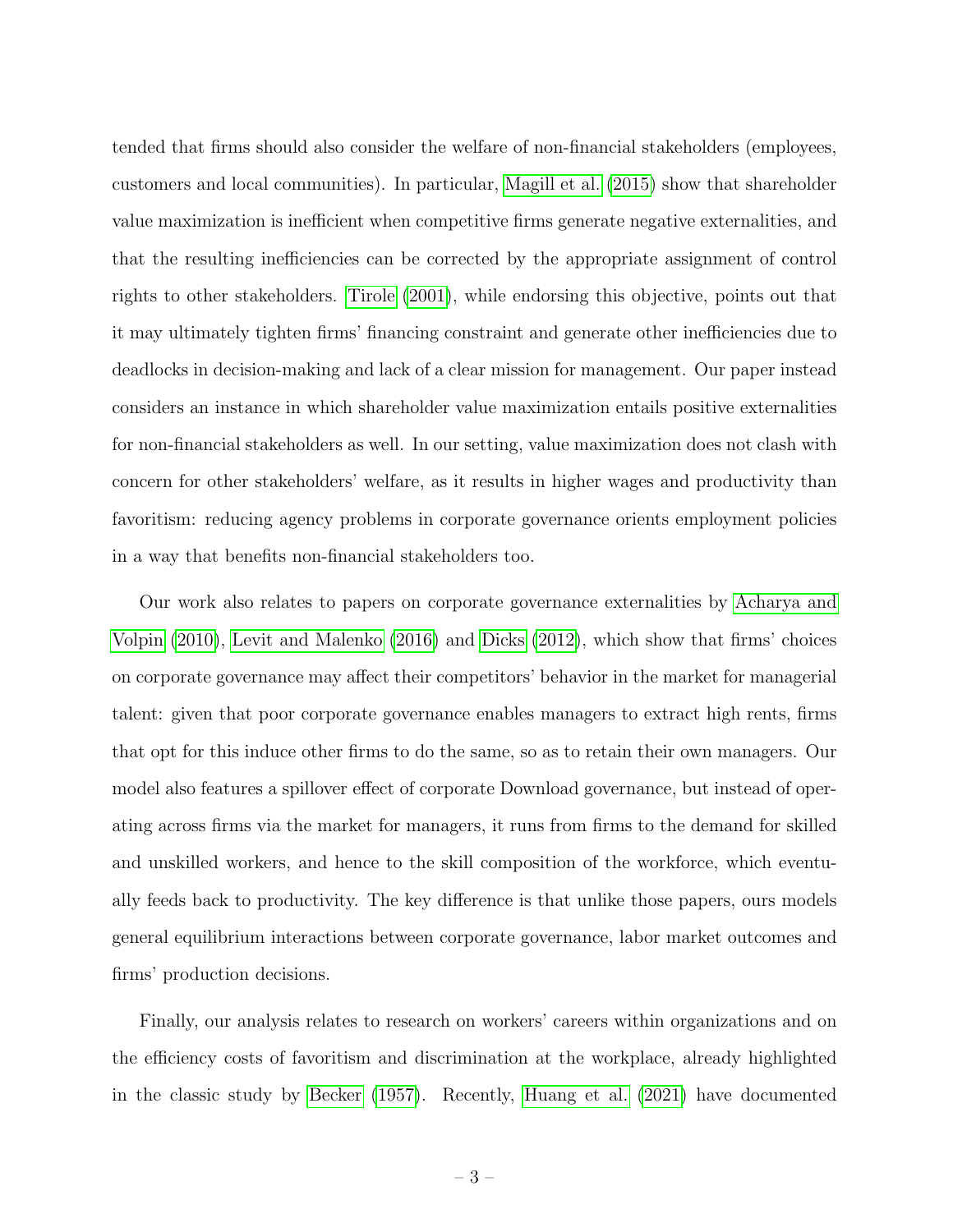tended that firms should also consider the welfare of non-financial stakeholders (employees, customers and local communities). In particular, Magill et al. (2015) show that shareholder value maximization is inefficient when competitive firms generate negative externalities, and that the resulting inefficiencies can be corrected by the appropriate assignment of control rights to other stakeholders. Tirole (2001), while endorsing this objective, points out that it may ultimately tighten firms' financing constraint and generate other inefficiencies due to deadlocks in decision-making and lack of a clear mission for management. Our paper instead considers an instance in which shareholder value maximization entails positive externalities for non-financial stakeholders as well. In our setting, value maximization does not clash with concern for other stakeholders' welfare, as it results in higher wages and productivity than favoritism: reducing agency problems in corporate governance orients employment policies in a way that benefits non-financial stakeholders too.

Our work also relates to papers on corporate governance externalities by Acharya and Volpin (2010), Levit and Malenko (2016) and Dicks (2012), which show that firms' choices on corporate governance may affect their competitors' behavior in the market for managerial talent: given that poor corporate governance enables managers to extract high rents, firms that opt for this induce other firms to do the same, so as to retain their own managers. Our model also features a spillover effect of corporate Download governance, but instead of operating across firms via the market for managers, it runs from firms to the demand for skilled and unskilled workers, and hence to the skill composition of the workforce, which eventually feeds back to productivity. The key difference is that unlike those papers, ours models general equilibrium interactions between corporate governance, labor market outcomes and firms' production decisions.

Finally, our analysis relates to research on workers' careers within organizations and on the efficiency costs of favoritism and discrimination at the workplace, already highlighted in the classic study by Becker (1957). Recently, Huang et al. (2021) have documented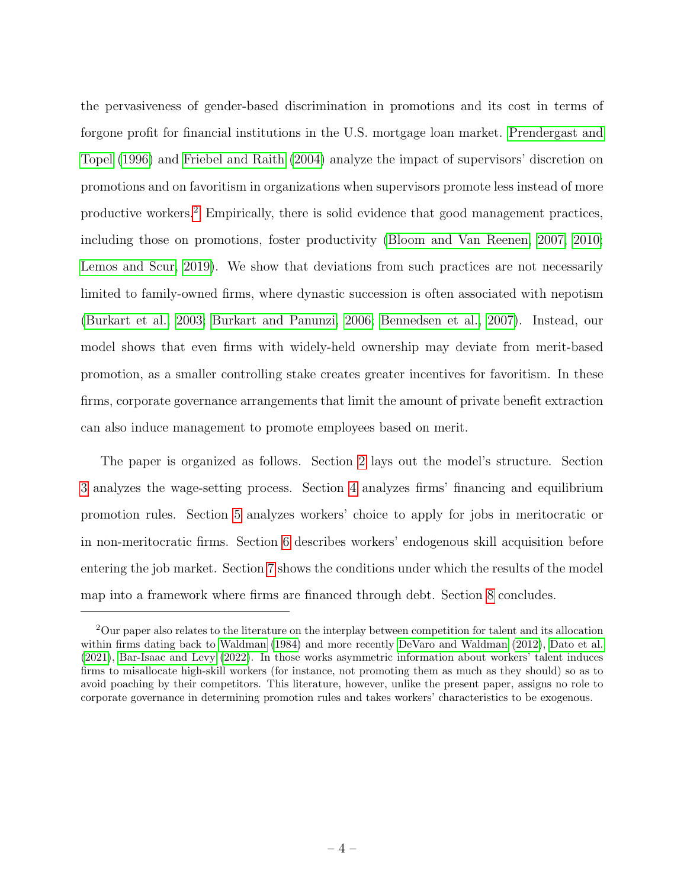the pervasiveness of gender-based discrimination in promotions and its cost in terms of forgone profit for financial institutions in the U.S. mortgage loan market. Prendergast and Topel (1996) and Friebel and Raith (2004) analyze the impact of supervisors' discretion on promotions and on favoritism in organizations when supervisors promote less instead of more productive workers.[2] Empirically, there is solid evidence that good management practices, including those on promotions, foster productivity (Bloom and Van Reenen, 2007, 2010; Lemos and Scur, 2019). We show that deviations from such practices are not necessarily limited to family-owned firms, where dynastic succession is often associated with nepotism (Burkart et al., 2003; Burkart and Panunzi, 2006; Bennedsen et al., 2007). Instead, our model shows that even firms with widely-held ownership may deviate from merit-based promotion, as a smaller controlling stake creates greater incentives for favoritism. In these firms, corporate governance arrangements that limit the amount of private benefit extraction can also induce management to promote employees based on merit.

The paper is organized as follows. Section 2 lays out the model's structure. Section 3 analyzes the wage-setting process. Section 4 analyzes firms' financing and equilibrium promotion rules. Section 5 analyzes workers' choice to apply for jobs in meritocratic or in non-meritocratic firms. Section 6 describes workers' endogenous skill acquisition before entering the job market. Section 7 shows the conditions under which the results of the model map into a framework where firms are financed through debt. Section 8 concludes.

[2] Our paper also relates to the literature on the interplay between competition for talent and its allocation within firms dating back to Waldman (1984) and more recently DeVaro and Waldman (2012), Dato et al. (2021), Bar-Isaac and Levy (2022). In those works asymmetric information about workers' talent induces firms to misallocate high-skill workers (for instance, not promoting them as much as they should) so as to avoid poaching by their competitors. This literature, however, unlike the present paper, assigns no role to corporate governance in determining promotion rules and takes workers' characteristics to be exogenous.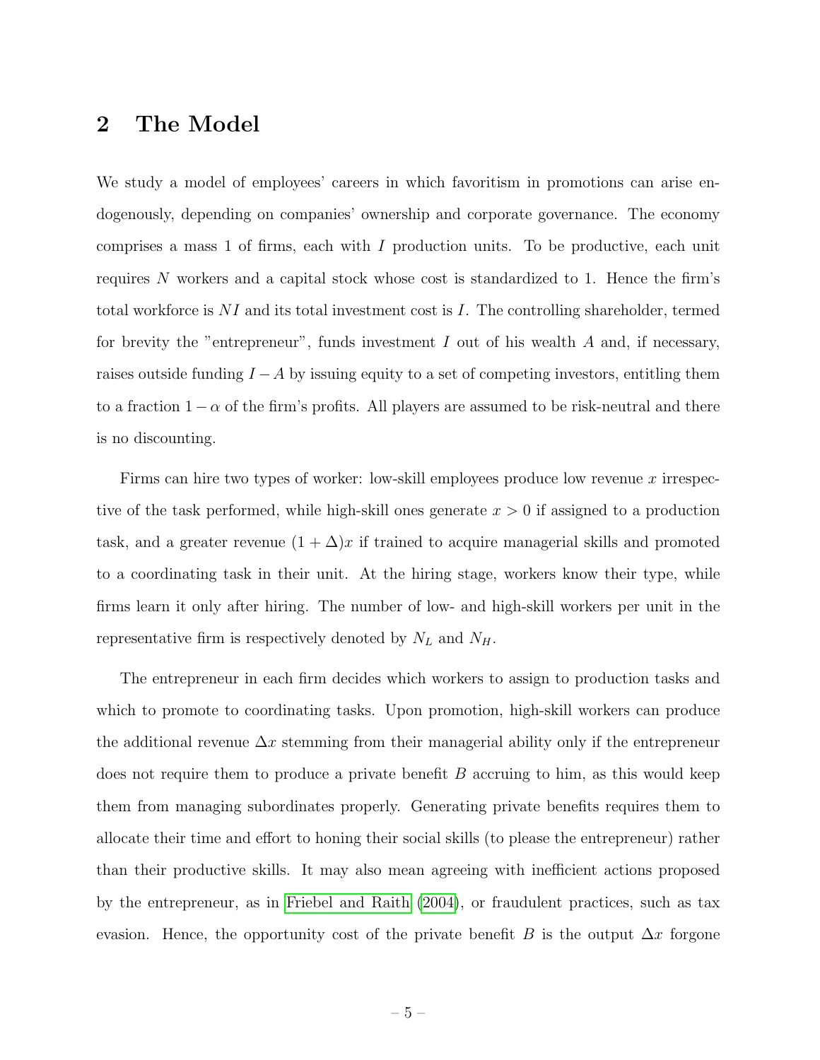## 2 The Model

We study a model of employees' careers in which favoritism in promotions can arise endogenously, depending on companies' ownership and corporate governance. The economy comprises a mass 1 of firms, each with $I$ production units. To be productive, each unit requires $N$ workers and a capital stock whose cost is standardized to 1. Hence the firm's total workforce is $NI$ and its total investment cost is $I$. The controlling shareholder, termed for brevity the "entrepreneur", funds investment $I$ out of his wealth $A$ and, if necessary, raises outside funding $I - A$ by issuing equity to a set of competing investors, entitling them to a fraction $1 - \alpha$ of the firm's profits. All players are assumed to be risk-neutral and there is no discounting.

Firms can hire two types of worker: low-skill employees produce low revenue $x$ irrespective of the task performed, while high-skill ones generate $x > 0$ if assigned to a production task, and a greater revenue $(1 + \Delta)x$ if trained to acquire managerial skills and promoted to a coordinating task in their unit. At the hiring stage, workers know their type, while firms learn it only after hiring. The number of low- and high-skill workers per unit in the representative firm is respectively denoted by $N_L$ and $N_H$.

The entrepreneur in each firm decides which workers to assign to production tasks and which to promote to coordinating tasks. Upon promotion, high-skill workers can produce the additional revenue $\Delta x$ stemming from their managerial ability only if the entrepreneur does not require them to produce a private benefit $B$ accruing to him, as this would keep them from managing subordinates properly. Generating private benefits requires them to allocate their time and effort to honing their social skills (to please the entrepreneur) rather than their productive skills. It may also mean agreeing with inefficient actions proposed by the entrepreneur, as in Friebel and Raith (2004), or fraudulent practices, such as tax evasion. Hence, the opportunity cost of the private benefit $B$ is the output $\Delta x$ forgone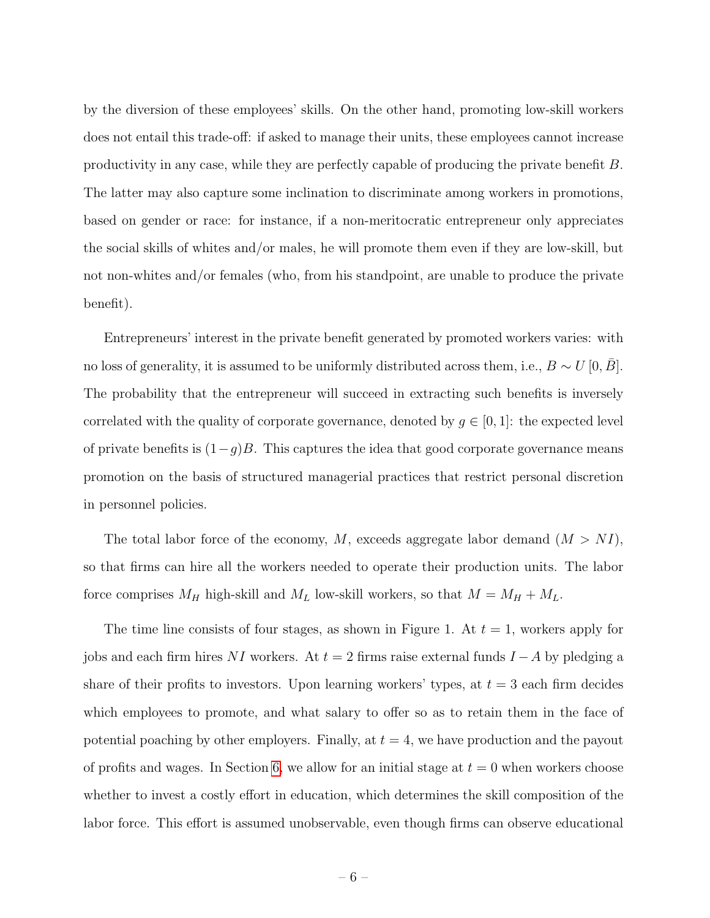by the diversion of these employees' skills. On the other hand, promoting low-skill workers does not entail this trade-off: if asked to manage their units, these employees cannot increase productivity in any case, while they are perfectly capable of producing the private benefit $B$. The latter may also capture some inclination to discriminate among workers in promotions, based on gender or race: for instance, if a non-meritocratic entrepreneur only appreciates the social skills of whites and/or males, he will promote them even if they are low-skill, but not non-whites and/or females (who, from his standpoint, are unable to produce the private benefit).

Entrepreneurs' interest in the private benefit generated by promoted workers varies: with no loss of generality, it is assumed to be uniformly distributed across them, i.e., $B \sim U[0, \bar{B}]$. The probability that the entrepreneur will succeed in extracting such benefits is inversely correlated with the quality of corporate governance, denoted by $g \in [0, 1]$: the expected level of private benefits is $(1-g)B$. This captures the idea that good corporate governance means promotion on the basis of structured managerial practices that restrict personal discretion in personnel policies.

The total labor force of the economy, $M$, exceeds aggregate labor demand ($M > NI$), so that firms can hire all the workers needed to operate their production units. The labor force comprises $M_H$ high-skill and $M_L$ low-skill workers, so that $M = M_H + M_L$.

The time line consists of four stages, as shown in Figure 1. At $t = 1$, workers apply for jobs and each firm hires $NI$ workers. At $t = 2$ firms raise external funds $I - A$ by pledging a share of their profits to investors. Upon learning workers' types, at $t = 3$ each firm decides which employees to promote, and what salary to offer so as to retain them in the face of potential poaching by other employers. Finally, at $t = 4$, we have production and the payout of profits and wages. In Section 6, we allow for an initial stage at $t = 0$ when workers choose whether to invest a costly effort in education, which determines the skill composition of the labor force. This effort is assumed unobservable, even though firms can observe educational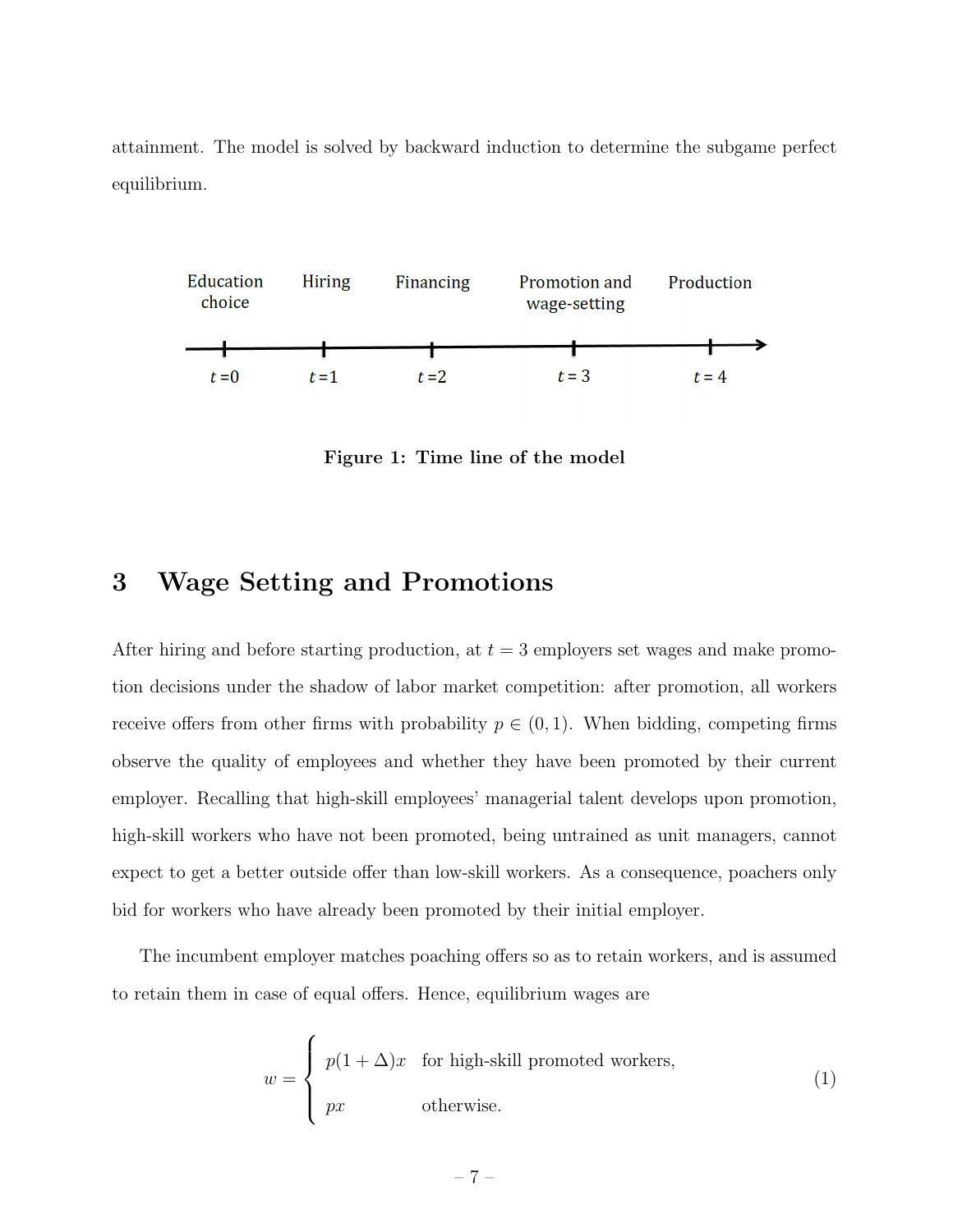attainment. The model is solved by backward induction to determine the subgame perfect equilibrium.

Education choice — Hiring — Financing — Promotion and wage-setting — Production

$t=0$ — $t=1$ — $t=2$ — $t=3$ — $t=4$

**Figure 1: Time line of the model**

## 3 Wage Setting and Promotions

After hiring and before starting production, at $t = 3$ employers set wages and make promotion decisions under the shadow of labor market competition: after promotion, all workers receive offers from other firms with probability $p \in (0, 1)$. When bidding, competing firms observe the quality of employees and whether they have been promoted by their current employer. Recalling that high-skill employees' managerial talent develops upon promotion, high-skill workers who have not been promoted, being untrained as unit managers, cannot expect to get a better outside offer than low-skill workers. As a consequence, poachers only bid for workers who have already been promoted by their initial employer.

The incumbent employer matches poaching offers so as to retain workers, and is assumed to retain them in case of equal offers. Hence, equilibrium wages are

$$w = \begin{cases} p(1+\Delta)x & \text{for high-skill promoted workers,} \\ px & \text{otherwise.} \end{cases} \tag{1}$$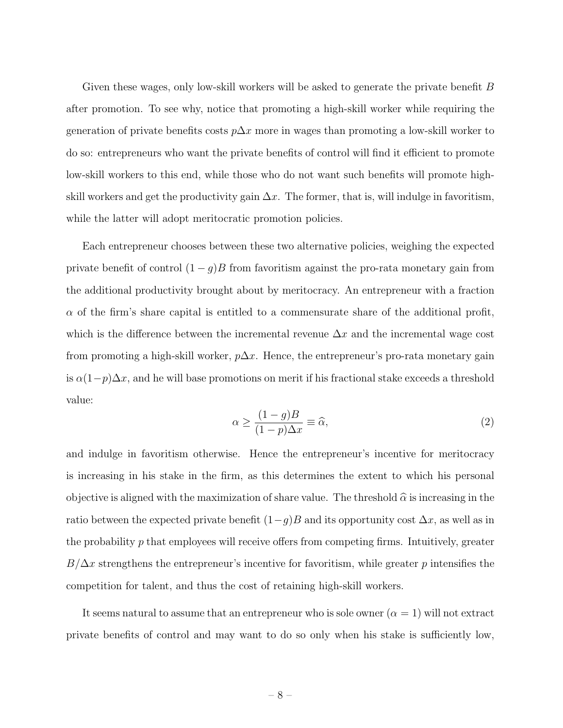Given these wages, only low-skill workers will be asked to generate the private benefit $B$ after promotion. To see why, notice that promoting a high-skill worker while requiring the generation of private benefits costs $p\Delta x$ more in wages than promoting a low-skill worker to do so: entrepreneurs who want the private benefits of control will find it efficient to promote low-skill workers to this end, while those who do not want such benefits will promote high-skill workers and get the productivity gain $\Delta x$. The former, that is, will indulge in favoritism, while the latter will adopt meritocratic promotion policies.

Each entrepreneur chooses between these two alternative policies, weighing the expected private benefit of control $(1-g)B$ from favoritism against the pro-rata monetary gain from the additional productivity brought about by meritocracy. An entrepreneur with a fraction $\alpha$ of the firm's share capital is entitled to a commensurate share of the additional profit, which is the difference between the incremental revenue $\Delta x$ and the incremental wage cost from promoting a high-skill worker, $p\Delta x$. Hence, the entrepreneur's pro-rata monetary gain is $\alpha(1-p)\Delta x$, and he will base promotions on merit if his fractional stake exceeds a threshold value:

$$\alpha \geq \frac{(1-g)B}{(1-p)\Delta x} \equiv \widehat{\alpha}, \tag{2}$$

and indulge in favoritism otherwise. Hence the entrepreneur's incentive for meritocracy is increasing in his stake in the firm, as this determines the extent to which his personal objective is aligned with the maximization of share value. The threshold $\widehat{\alpha}$ is increasing in the ratio between the expected private benefit $(1-g)B$ and its opportunity cost $\Delta x$, as well as in the probability $p$ that employees will receive offers from competing firms. Intuitively, greater $B/\Delta x$ strengthens the entrepreneur's incentive for favoritism, while greater $p$ intensifies the competition for talent, and thus the cost of retaining high-skill workers.

It seems natural to assume that an entrepreneur who is sole owner ($\alpha = 1$) will not extract private benefits of control and may want to do so only when his stake is sufficiently low,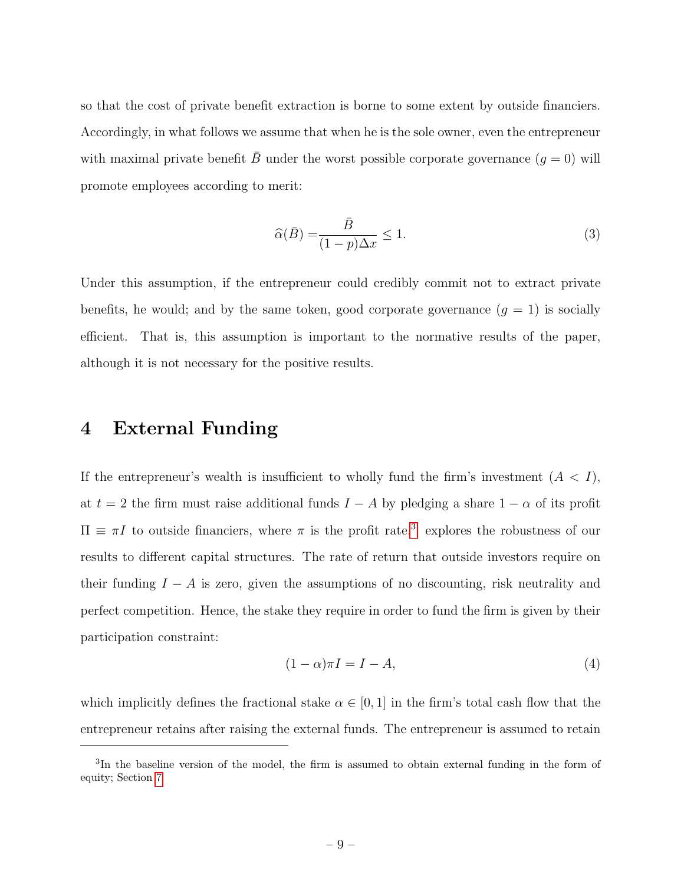so that the cost of private benefit extraction is borne to some extent by outside financiers. Accordingly, in what follows we assume that when he is the sole owner, even the entrepreneur with maximal private benefit $\bar{B}$ under the worst possible corporate governance ($g = 0$) will promote employees according to merit:

$$\widehat{\alpha}(\bar{B}) = \frac{\bar{B}}{(1-p)\Delta x} \leq 1. \tag{3}$$

Under this assumption, if the entrepreneur could credibly commit not to extract private benefits, he would; and by the same token, good corporate governance ($g = 1$) is socially efficient. That is, this assumption is important to the normative results of the paper, although it is not necessary for the positive results.

# 4 External Funding

If the entrepreneur's wealth is insufficient to wholly fund the firm's investment ($A < I$), at $t = 2$ the firm must raise additional funds $I - A$ by pledging a share $1 - \alpha$ of its profit $\Pi \equiv \pi I$ to outside financiers, where $\pi$ is the profit rate.[3] explores the robustness of our results to different capital structures. The rate of return that outside investors require on their funding $I - A$ is zero, given the assumptions of no discounting, risk neutrality and perfect competition. Hence, the stake they require in order to fund the firm is given by their participation constraint:

$$(1-\alpha)\pi I = I - A, \tag{4}$$

which implicitly defines the fractional stake $\alpha \in [0, 1]$ in the firm's total cash flow that the entrepreneur retains after raising the external funds. The entrepreneur is assumed to retain

[3] In the baseline version of the model, the firm is assumed to obtain external funding in the form of equity; Section 7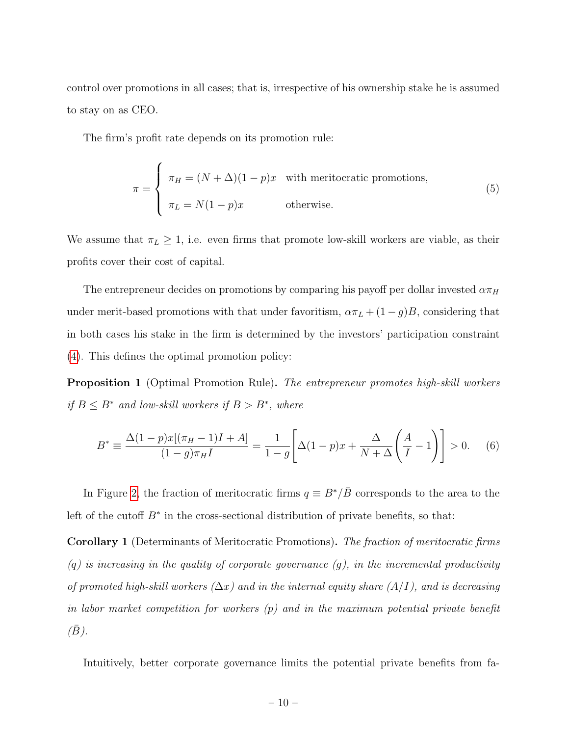control over promotions in all cases; that is, irrespective of his ownership stake he is assumed to stay on as CEO.

The firm's profit rate depends on its promotion rule:

$$\pi = \begin{cases} \pi_H = (N + \Delta)(1-p)x & \text{with meritocratic promotions,} \\ \pi_L = N(1-p)x & \text{otherwise.} \end{cases} \tag{5}$$

We assume that $\pi_L \geq 1$, i.e. even firms that promote low-skill workers are viable, as their profits cover their cost of capital.

The entrepreneur decides on promotions by comparing his payoff per dollar invested $\alpha\pi_H$ under merit-based promotions with that under favoritism, $\alpha\pi_L + (1-g)B$, considering that in both cases his stake in the firm is determined by the investors' participation constraint (4). This defines the optimal promotion policy:

**Proposition 1** (Optimal Promotion Rule)**.** *The entrepreneur promotes high-skill workers if $B \leq B^*$ and low-skill workers if $B > B^*$, where*

$$B^* \equiv \frac{\Delta(1-p)x[(\pi_H - 1)I + A]}{(1-g)\pi_H I} = \frac{1}{1-g}\left[\Delta(1-p)x + \frac{\Delta}{N+\Delta}\left(\frac{A}{I} - 1\right)\right] > 0. \tag{6}$$

In Figure 2, the fraction of meritocratic firms $q \equiv B^*/\bar{B}$ corresponds to the area to the left of the cutoff $B^*$ in the cross-sectional distribution of private benefits, so that:

**Corollary 1** (Determinants of Meritocratic Promotions)**.** *The fraction of meritocratic firms ($q$) is increasing in the quality of corporate governance ($g$), in the incremental productivity of promoted high-skill workers ($\Delta x$) and in the internal equity share ($A/I$), and is decreasing in labor market competition for workers ($p$) and in the maximum potential private benefit ($\bar{B}$).*

Intuitively, better corporate governance limits the potential private benefits from fa-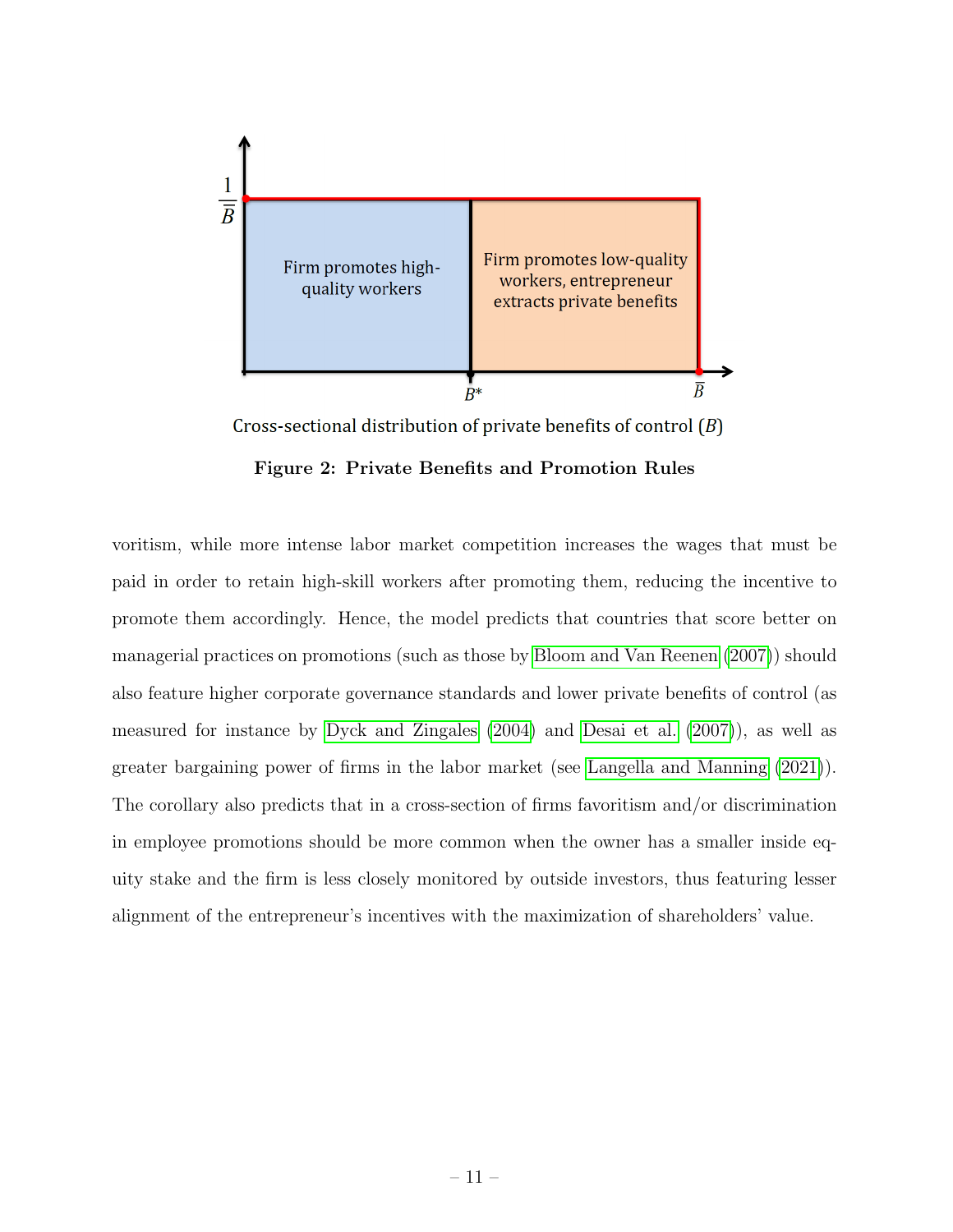Cross-sectional distribution of private benefits of control ($B$)

**Figure 2: Private Benefits and Promotion Rules**

voritism, while more intense labor market competition increases the wages that must be paid in order to retain high-skill workers after promoting them, reducing the incentive to promote them accordingly. Hence, the model predicts that countries that score better on managerial practices on promotions (such as those by Bloom and Van Reenen (2007)) should also feature higher corporate governance standards and lower private benefits of control (as measured for instance by Dyck and Zingales (2004) and Desai et al. (2007)), as well as greater bargaining power of firms in the labor market (see Langella and Manning (2021)). The corollary also predicts that in a cross-section of firms favoritism and/or discrimination in employee promotions should be more common when the owner has a smaller inside equity stake and the firm is less closely monitored by outside investors, thus featuring lesser alignment of the entrepreneur's incentives with the maximization of shareholders' value.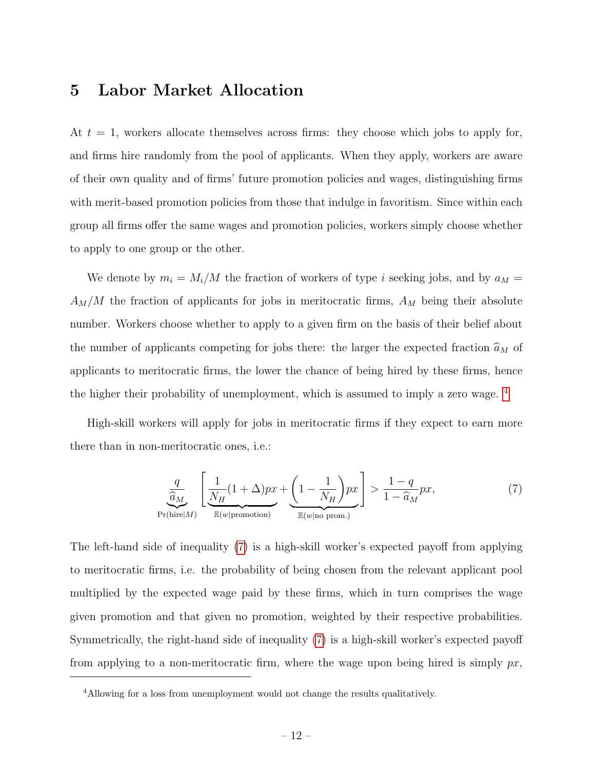# 5 Labor Market Allocation

At $t = 1$, workers allocate themselves across firms: they choose which jobs to apply for, and firms hire randomly from the pool of applicants. When they apply, workers are aware of their own quality and of firms' future promotion policies and wages, distinguishing firms with merit-based promotion policies from those that indulge in favoritism. Since within each group all firms offer the same wages and promotion policies, workers simply choose whether to apply to one group or the other.

We denote by $m_i = M_i/M$ the fraction of workers of type $i$ seeking jobs, and by $a_M = A_M/M$ the fraction of applicants for jobs in meritocratic firms, $A_M$ being their absolute number. Workers choose whether to apply to a given firm on the basis of their belief about the number of applicants competing for jobs there: the larger the expected fraction $\widehat{a}_M$ of applicants to meritocratic firms, the lower the chance of being hired by these firms, hence the higher their probability of unemployment, which is assumed to imply a zero wage. [4]

High-skill workers will apply for jobs in meritocratic firms if they expect to earn more there than in non-meritocratic ones, i.e.:

$$\underbrace{\frac{q}{\widehat{a}_M}}_{\Pr(\text{hire}|M)} \left[ \underbrace{\frac{1}{N_H}(1+\Delta)px}_{\mathbb{E}(w|\text{promotion})} + \underbrace{\left(1 - \frac{1}{N_H}\right)px}_{\mathbb{E}(w|\text{no prom.})} \right] > \frac{1-q}{1-\widehat{a}_M}px, \tag{7}$$

The left-hand side of inequality (7) is a high-skill worker's expected payoff from applying to meritocratic firms, i.e. the probability of being chosen from the relevant applicant pool multiplied by the expected wage paid by these firms, which in turn comprises the wage given promotion and that given no promotion, weighted by their respective probabilities. Symmetrically, the right-hand side of inequality (7) is a high-skill worker's expected payoff from applying to a non-meritocratic firm, where the wage upon being hired is simply $px$,

[4] Allowing for a loss from unemployment would not change the results qualitatively.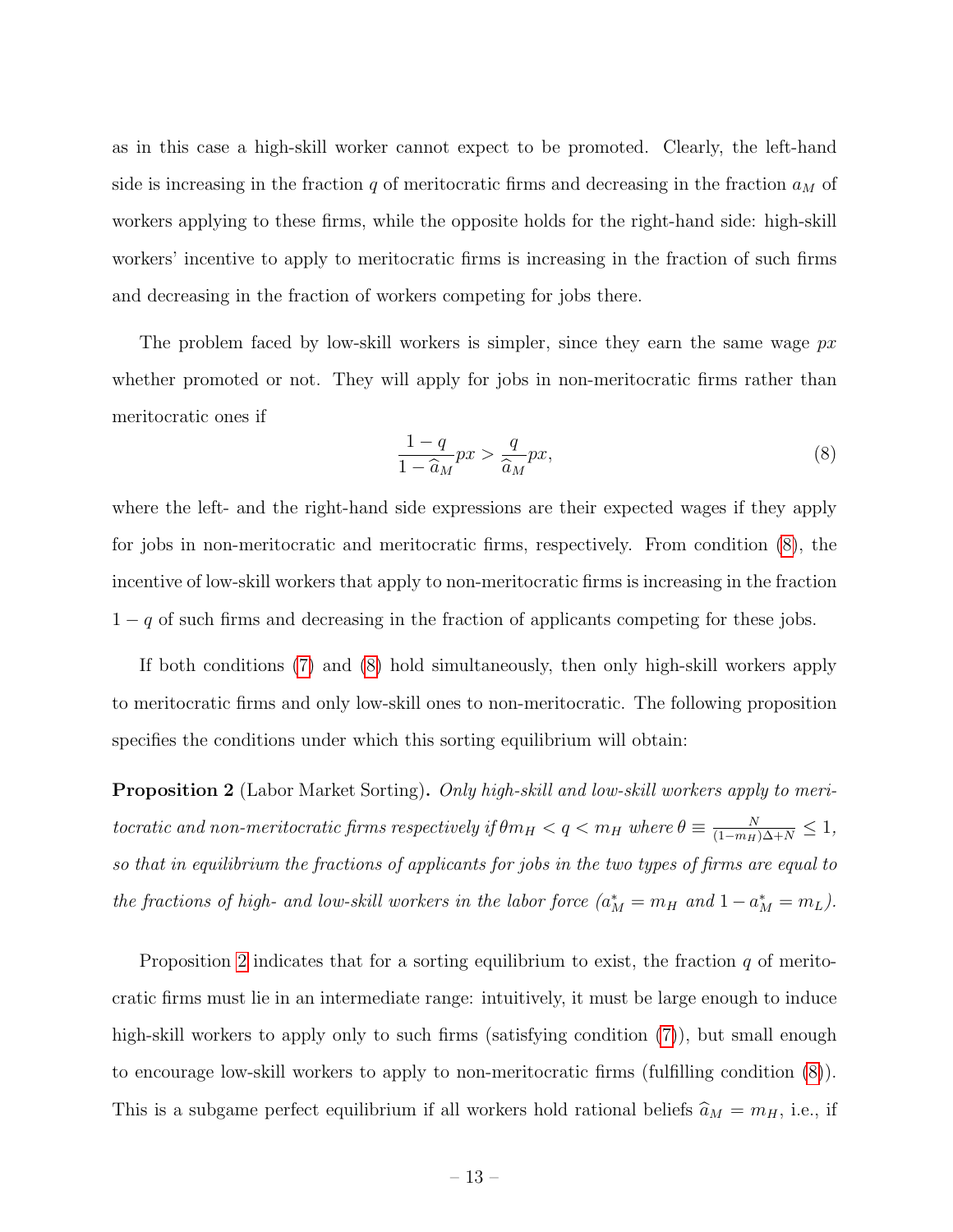as in this case a high-skill worker cannot expect to be promoted. Clearly, the left-hand side is increasing in the fraction $q$ of meritocratic firms and decreasing in the fraction $a_M$ of workers applying to these firms, while the opposite holds for the right-hand side: high-skill workers' incentive to apply to meritocratic firms is increasing in the fraction of such firms and decreasing in the fraction of workers competing for jobs there.

The problem faced by low-skill workers is simpler, since they earn the same wage $px$ whether promoted or not. They will apply for jobs in non-meritocratic firms rather than meritocratic ones if

$$\frac{1-q}{1-\widehat{a}_M}px > \frac{q}{\widehat{a}_M}px, \tag{8}$$

where the left- and the right-hand side expressions are their expected wages if they apply for jobs in non-meritocratic and meritocratic firms, respectively. From condition (8), the incentive of low-skill workers that apply to non-meritocratic firms is increasing in the fraction $1-q$ of such firms and decreasing in the fraction of applicants competing for these jobs.

If both conditions (7) and (8) hold simultaneously, then only high-skill workers apply to meritocratic firms and only low-skill ones to non-meritocratic. The following proposition specifies the conditions under which this sorting equilibrium will obtain:

**Proposition 2** (Labor Market Sorting)**.** *Only high-skill and low-skill workers apply to meritocratic and non-meritocratic firms respectively if* $\theta m_H < q < m_H$ *where* $\theta \equiv \frac{N}{(1-m_H)\Delta + N} \leq 1$*, so that in equilibrium the fractions of applicants for jobs in the two types of firms are equal to the fractions of high- and low-skill workers in the labor force (*$a_M^* = m_H$ *and* $1 - a_M^* = m_L$*).*

Proposition 2 indicates that for a sorting equilibrium to exist, the fraction $q$ of meritocratic firms must lie in an intermediate range: intuitively, it must be large enough to induce high-skill workers to apply only to such firms (satisfying condition (7)), but small enough to encourage low-skill workers to apply to non-meritocratic firms (fulfilling condition (8)). This is a subgame perfect equilibrium if all workers hold rational beliefs $\widehat{a}_M = m_H$, i.e., if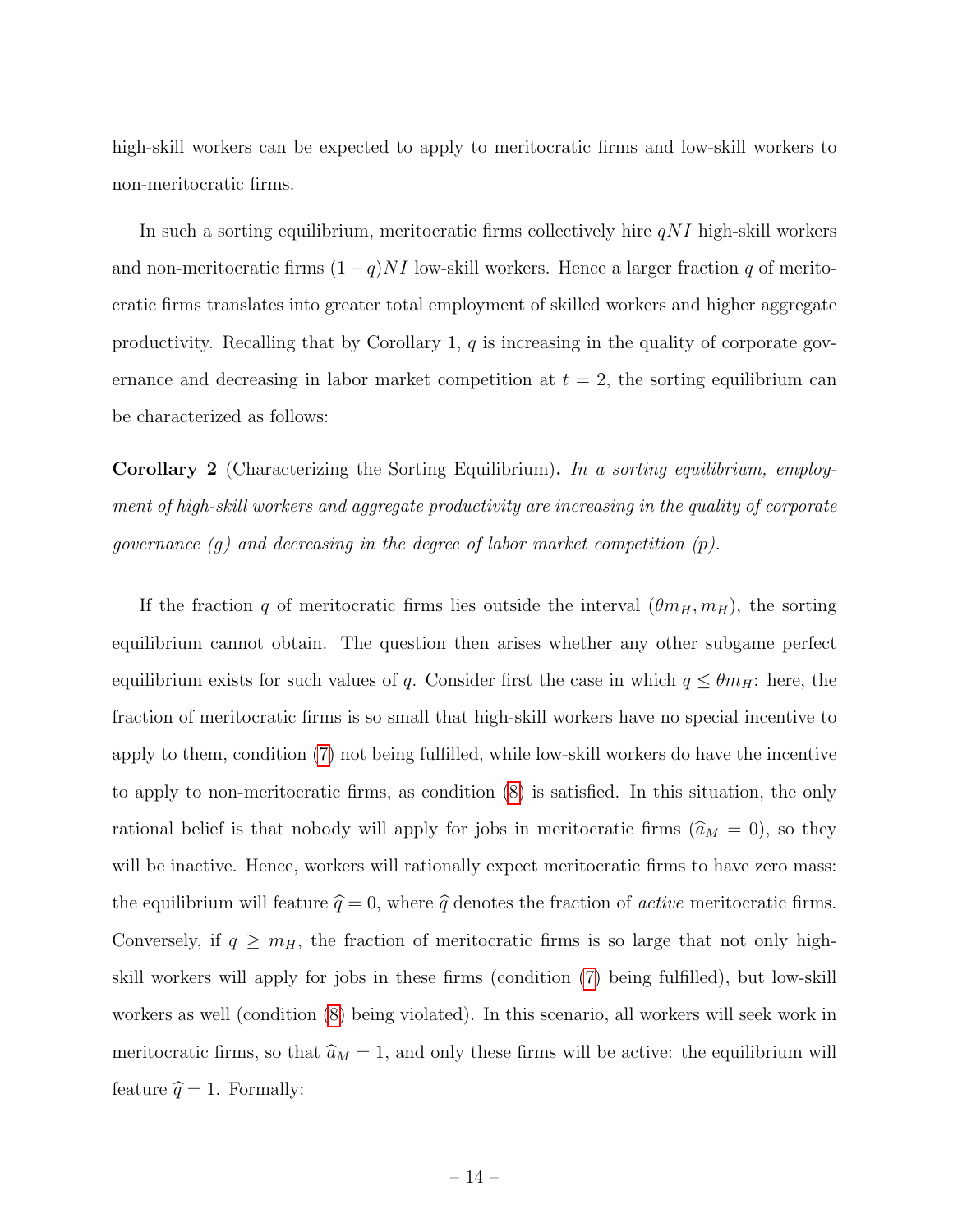high-skill workers can be expected to apply to meritocratic firms and low-skill workers to non-meritocratic firms.

In such a sorting equilibrium, meritocratic firms collectively hire $qNI$ high-skill workers and non-meritocratic firms $(1-q)NI$ low-skill workers. Hence a larger fraction $q$ of meritocratic firms translates into greater total employment of skilled workers and higher aggregate productivity. Recalling that by Corollary 1, $q$ is increasing in the quality of corporate governance and decreasing in labor market competition at $t = 2$, the sorting equilibrium can be characterized as follows:

**Corollary 2** (Characterizing the Sorting Equilibrium)**.** *In a sorting equilibrium, employment of high-skill workers and aggregate productivity are increasing in the quality of corporate governance ($g$) and decreasing in the degree of labor market competition ($p$).*

If the fraction $q$ of meritocratic firms lies outside the interval $(\theta m_H, m_H)$, the sorting equilibrium cannot obtain. The question then arises whether any other subgame perfect equilibrium exists for such values of $q$. Consider first the case in which $q \leq \theta m_H$: here, the fraction of meritocratic firms is so small that high-skill workers have no special incentive to apply to them, condition (7) not being fulfilled, while low-skill workers do have the incentive to apply to non-meritocratic firms, as condition (8) is satisfied. In this situation, the only rational belief is that nobody will apply for jobs in meritocratic firms ($\widehat{a}_M = 0$), so they will be inactive. Hence, workers will rationally expect meritocratic firms to have zero mass: the equilibrium will feature $\widehat{q} = 0$, where $\widehat{q}$ denotes the fraction of *active* meritocratic firms. Conversely, if $q \geq m_H$, the fraction of meritocratic firms is so large that not only high-skill workers will apply for jobs in these firms (condition (7) being fulfilled), but low-skill workers as well (condition (8) being violated). In this scenario, all workers will seek work in meritocratic firms, so that $\widehat{a}_M = 1$, and only these firms will be active: the equilibrium will feature $\widehat{q} = 1$. Formally: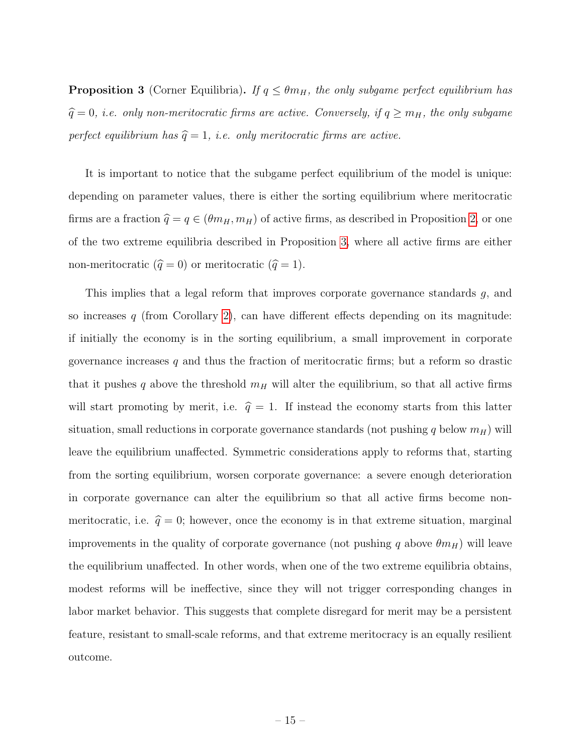**Proposition 3** (Corner Equilibria)**.** *If $q \leq \theta m_H$, the only subgame perfect equilibrium has $\widehat{q} = 0$, i.e. only non-meritocratic firms are active. Conversely, if $q \geq m_H$, the only subgame perfect equilibrium has $\widehat{q} = 1$, i.e. only meritocratic firms are active.*

It is important to notice that the subgame perfect equilibrium of the model is unique: depending on parameter values, there is either the sorting equilibrium where meritocratic firms are a fraction $\widehat{q} = q \in (\theta m_H, m_H)$ of active firms, as described in Proposition 2, or one of the two extreme equilibria described in Proposition 3, where all active firms are either non-meritocratic ($\widehat{q} = 0$) or meritocratic ($\widehat{q} = 1$).

This implies that a legal reform that improves corporate governance standards $g$, and so increases $q$ (from Corollary 2), can have different effects depending on its magnitude: if initially the economy is in the sorting equilibrium, a small improvement in corporate governance increases $q$ and thus the fraction of meritocratic firms; but a reform so drastic that it pushes $q$ above the threshold $m_H$ will alter the equilibrium, so that all active firms will start promoting by merit, i.e. $\widehat{q} = 1$. If instead the economy starts from this latter situation, small reductions in corporate governance standards (not pushing $q$ below $m_H$) will leave the equilibrium unaffected. Symmetric considerations apply to reforms that, starting from the sorting equilibrium, worsen corporate governance: a severe enough deterioration in corporate governance can alter the equilibrium so that all active firms become non-meritocratic, i.e. $\widehat{q} = 0$; however, once the economy is in that extreme situation, marginal improvements in the quality of corporate governance (not pushing $q$ above $\theta m_H$) will leave the equilibrium unaffected. In other words, when one of the two extreme equilibria obtains, modest reforms will be ineffective, since they will not trigger corresponding changes in labor market behavior. This suggests that complete disregard for merit may be a persistent feature, resistant to small-scale reforms, and that extreme meritocracy is an equally resilient outcome.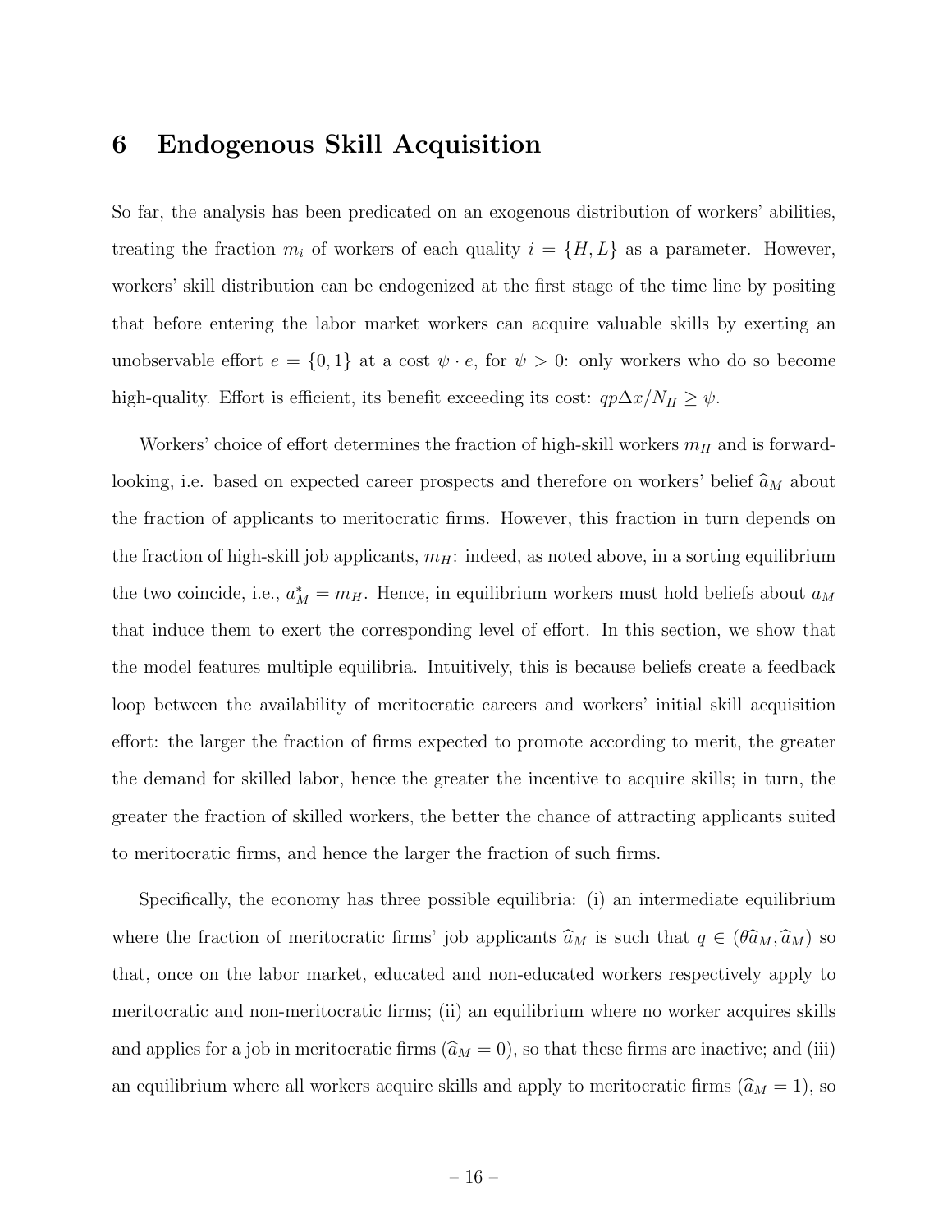# 6 Endogenous Skill Acquisition

So far, the analysis has been predicated on an exogenous distribution of workers' abilities, treating the fraction $m_i$ of workers of each quality $i = \{H, L\}$ as a parameter. However, workers' skill distribution can be endogenized at the first stage of the time line by positing that before entering the labor market workers can acquire valuable skills by exerting an unobservable effort $e = \{0, 1\}$ at a cost $\psi \cdot e$, for $\psi > 0$: only workers who do so become high-quality. Effort is efficient, its benefit exceeding its cost: $qp\Delta x/N_H \geq \psi$.

Workers' choice of effort determines the fraction of high-skill workers $m_H$ and is forward-looking, i.e. based on expected career prospects and therefore on workers' belief $\widehat{a}_M$ about the fraction of applicants to meritocratic firms. However, this fraction in turn depends on the fraction of high-skill job applicants, $m_H$: indeed, as noted above, in a sorting equilibrium the two coincide, i.e., $a^*_M = m_H$. Hence, in equilibrium workers must hold beliefs about $a_M$ that induce them to exert the corresponding level of effort. In this section, we show that the model features multiple equilibria. Intuitively, this is because beliefs create a feedback loop between the availability of meritocratic careers and workers' initial skill acquisition effort: the larger the fraction of firms expected to promote according to merit, the greater the demand for skilled labor, hence the greater the incentive to acquire skills; in turn, the greater the fraction of skilled workers, the better the chance of attracting applicants suited to meritocratic firms, and hence the larger the fraction of such firms.

Specifically, the economy has three possible equilibria: (i) an intermediate equilibrium where the fraction of meritocratic firms' job applicants $\widehat{a}_M$ is such that $q \in (\theta\widehat{a}_M, \widehat{a}_M)$ so that, once on the labor market, educated and non-educated workers respectively apply to meritocratic and non-meritocratic firms; (ii) an equilibrium where no worker acquires skills and applies for a job in meritocratic firms ($\widehat{a}_M = 0$), so that these firms are inactive; and (iii) an equilibrium where all workers acquire skills and apply to meritocratic firms ($\widehat{a}_M = 1$), so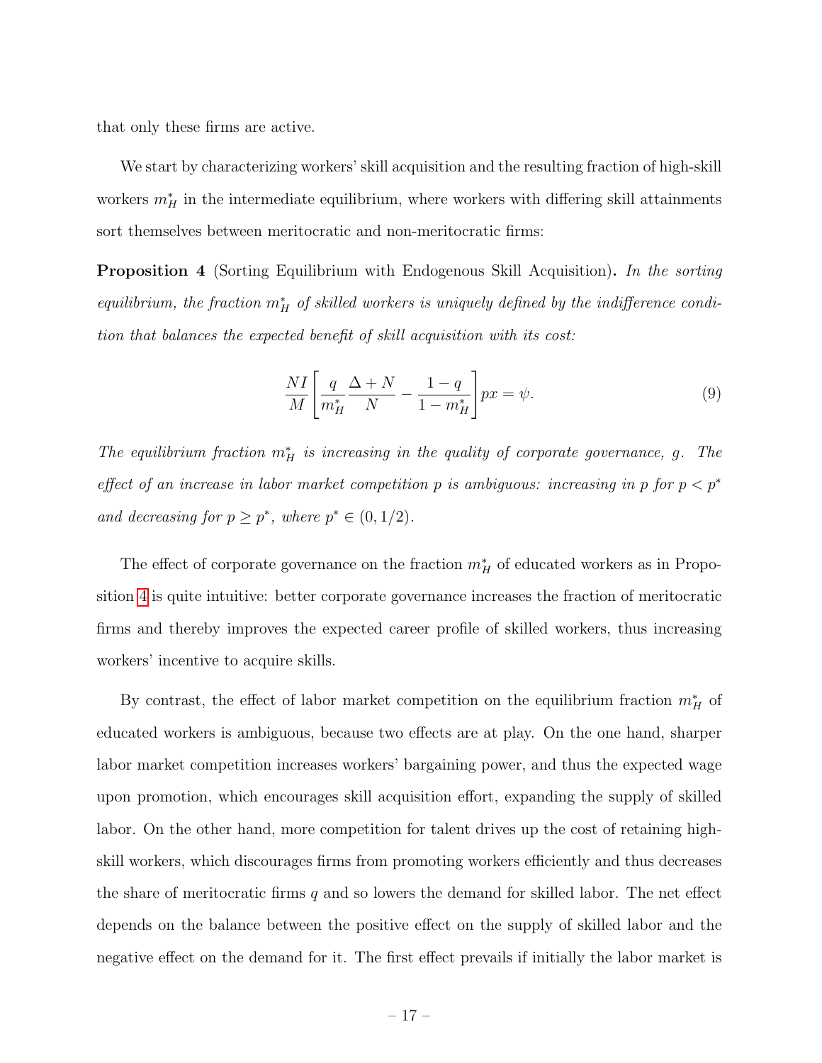that only these firms are active.

We start by characterizing workers' skill acquisition and the resulting fraction of high-skill workers $m_H^*$ in the intermediate equilibrium, where workers with differing skill attainments sort themselves between meritocratic and non-meritocratic firms:

**Proposition 4** (Sorting Equilibrium with Endogenous Skill Acquisition)**.** *In the sorting equilibrium, the fraction $m_H^*$ of skilled workers is uniquely defined by the indifference condition that balances the expected benefit of skill acquisition with its cost:*

$$\frac{NI}{M}\left[\frac{q}{m_H^*}\frac{\Delta + N}{N} - \frac{1-q}{1-m_H^*}\right]px = \psi. \tag{9}$$

*The equilibrium fraction $m_H^*$ is increasing in the quality of corporate governance, $g$. The effect of an increase in labor market competition $p$ is ambiguous: increasing in $p$ for $p < p^*$ and decreasing for $p \geq p^*$, where $p^* \in (0, 1/2)$.*

The effect of corporate governance on the fraction $m_H^*$ of educated workers as in Proposition 4 is quite intuitive: better corporate governance increases the fraction of meritocratic firms and thereby improves the expected career profile of skilled workers, thus increasing workers' incentive to acquire skills.

By contrast, the effect of labor market competition on the equilibrium fraction $m_H^*$ of educated workers is ambiguous, because two effects are at play. On the one hand, sharper labor market competition increases workers' bargaining power, and thus the expected wage upon promotion, which encourages skill acquisition effort, expanding the supply of skilled labor. On the other hand, more competition for talent drives up the cost of retaining high-skill workers, which discourages firms from promoting workers efficiently and thus decreases the share of meritocratic firms $q$ and so lowers the demand for skilled labor. The net effect depends on the balance between the positive effect on the supply of skilled labor and the negative effect on the demand for it. The first effect prevails if initially the labor market is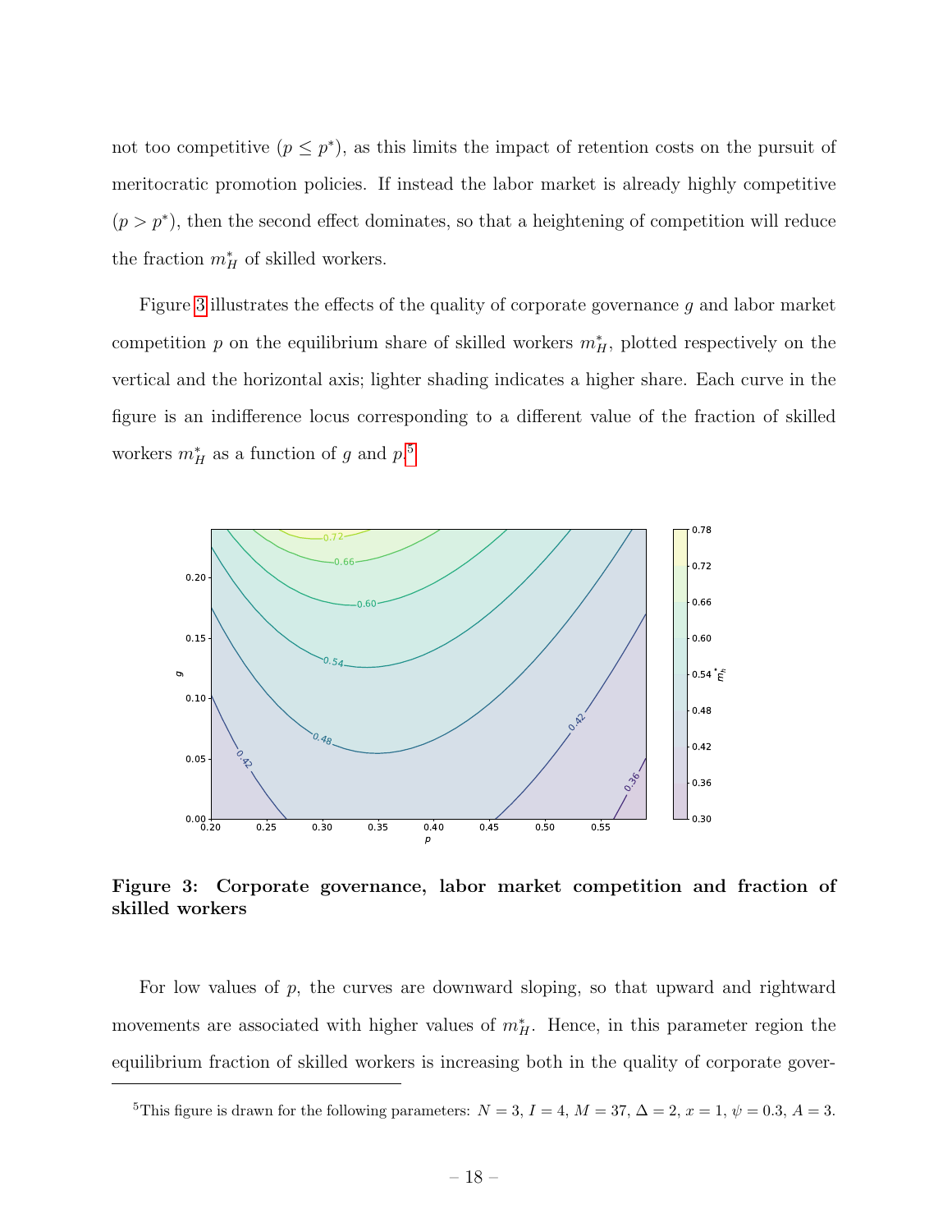not too competitive ($p \leq p^*$), as this limits the impact of retention costs on the pursuit of meritocratic promotion policies. If instead the labor market is already highly competitive ($p > p^*$), then the second effect dominates, so that a heightening of competition will reduce the fraction $m_H^*$ of skilled workers.

Figure 3 illustrates the effects of the quality of corporate governance $g$ and labor market competition $p$ on the equilibrium share of skilled workers $m_H^*$, plotted respectively on the vertical and the horizontal axis; lighter shading indicates a higher share. Each curve in the figure is an indifference locus corresponding to a different value of the fraction of skilled workers $m_H^*$ as a function of $g$ and $p$.[5]

**Figure 3: Corporate governance, labor market competition and fraction of skilled workers**

For low values of $p$, the curves are downward sloping, so that upward and rightward movements are associated with higher values of $m_H^*$. Hence, in this parameter region the equilibrium fraction of skilled workers is increasing both in the quality of corporate gover-

[5] This figure is drawn for the following parameters: $N = 3$, $I = 4$, $M = 37$, $\Delta = 2$, $x = 1$, $\psi = 0.3$, $A = 3$.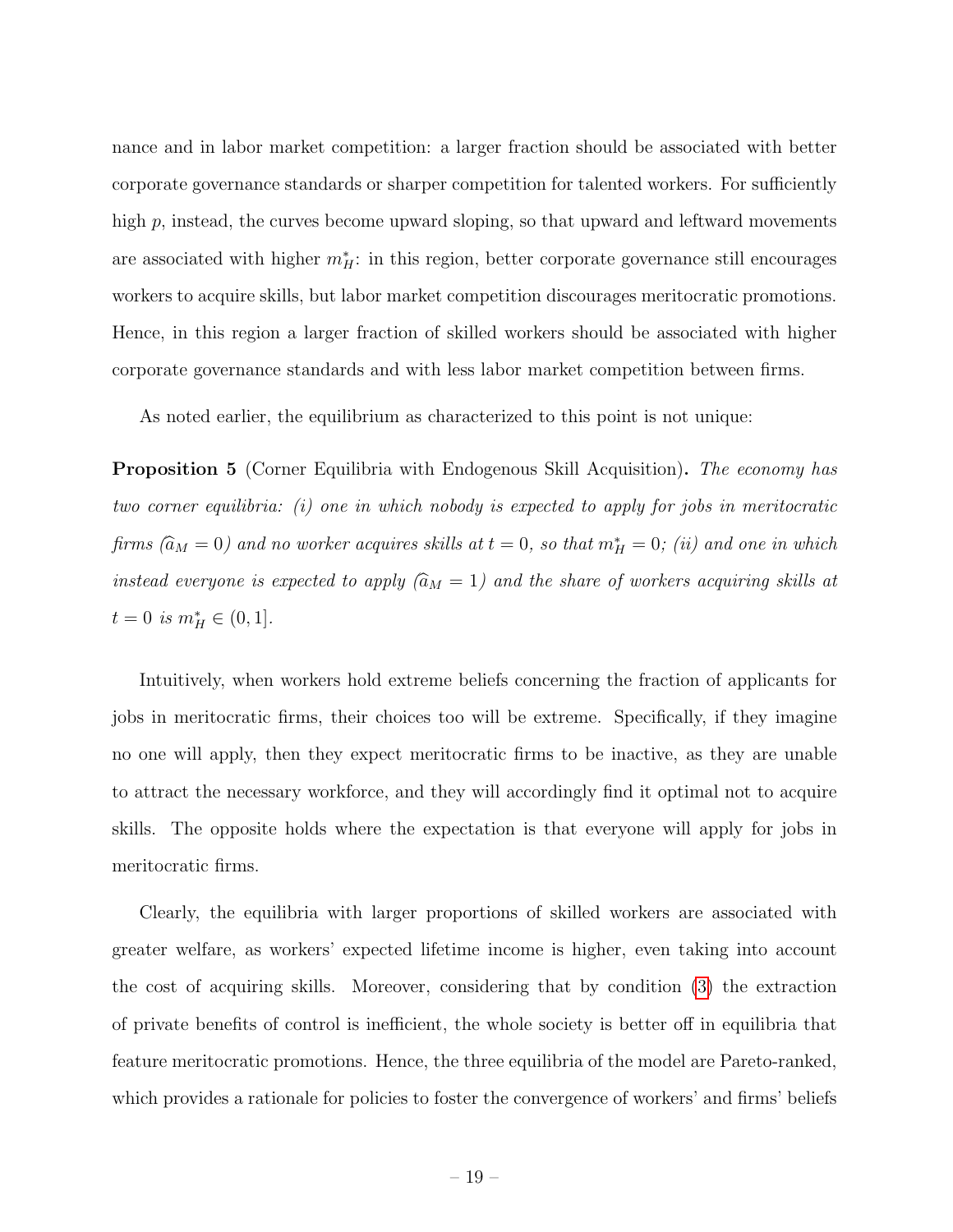nance and in labor market competition: a larger fraction should be associated with better corporate governance standards or sharper competition for talented workers. For sufficiently high $p$, instead, the curves become upward sloping, so that upward and leftward movements are associated with higher $m_H^*$: in this region, better corporate governance still encourages workers to acquire skills, but labor market competition discourages meritocratic promotions. Hence, in this region a larger fraction of skilled workers should be associated with higher corporate governance standards and with less labor market competition between firms.

As noted earlier, the equilibrium as characterized to this point is not unique:

**Proposition 5** (Corner Equilibria with Endogenous Skill Acquisition)**.** *The economy has two corner equilibria: (i) one in which nobody is expected to apply for jobs in meritocratic firms ($\widehat{a}_M = 0$) and no worker acquires skills at $t = 0$, so that $m_H^* = 0$; (ii) and one in which instead everyone is expected to apply ($\widehat{a}_M = 1$) and the share of workers acquiring skills at $t = 0$ is $m_H^* \in (0, 1]$.*

Intuitively, when workers hold extreme beliefs concerning the fraction of applicants for jobs in meritocratic firms, their choices too will be extreme. Specifically, if they imagine no one will apply, then they expect meritocratic firms to be inactive, as they are unable to attract the necessary workforce, and they will accordingly find it optimal not to acquire skills. The opposite holds where the expectation is that everyone will apply for jobs in meritocratic firms.

Clearly, the equilibria with larger proportions of skilled workers are associated with greater welfare, as workers' expected lifetime income is higher, even taking into account the cost of acquiring skills. Moreover, considering that by condition (3) the extraction of private benefits of control is inefficient, the whole society is better off in equilibria that feature meritocratic promotions. Hence, the three equilibria of the model are Pareto-ranked, which provides a rationale for policies to foster the convergence of workers' and firms' beliefs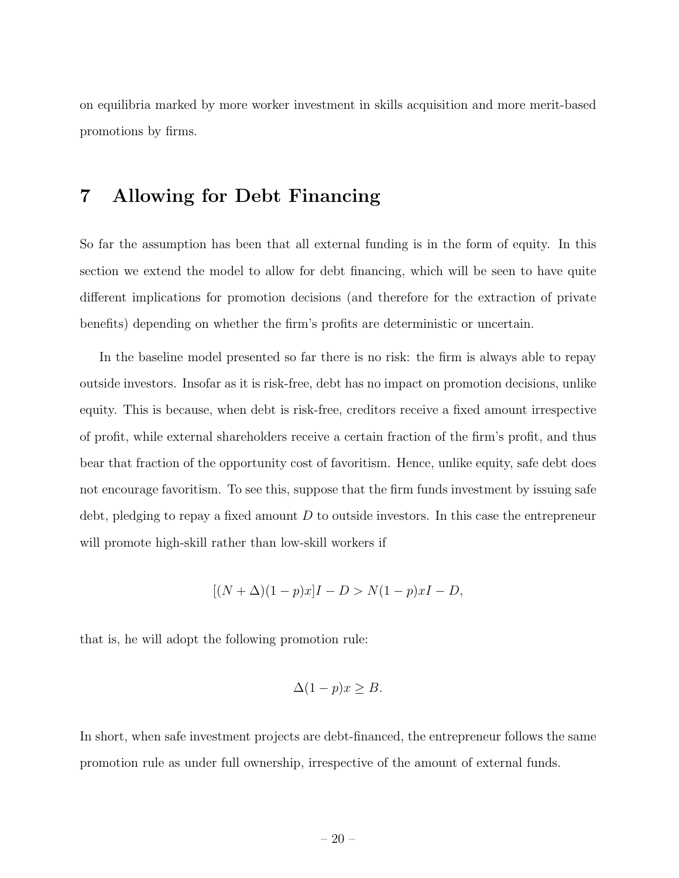on equilibria marked by more worker investment in skills acquisition and more merit-based promotions by firms.

# 7 Allowing for Debt Financing

So far the assumption has been that all external funding is in the form of equity. In this section we extend the model to allow for debt financing, which will be seen to have quite different implications for promotion decisions (and therefore for the extraction of private benefits) depending on whether the firm's profits are deterministic or uncertain.

In the baseline model presented so far there is no risk: the firm is always able to repay outside investors. Insofar as it is risk-free, debt has no impact on promotion decisions, unlike equity. This is because, when debt is risk-free, creditors receive a fixed amount irrespective of profit, while external shareholders receive a certain fraction of the firm's profit, and thus bear that fraction of the opportunity cost of favoritism. Hence, unlike equity, safe debt does not encourage favoritism. To see this, suppose that the firm funds investment by issuing safe debt, pledging to repay a fixed amount $D$ to outside investors. In this case the entrepreneur will promote high-skill rather than low-skill workers if

$$[(N+\Delta)(1-p)x]I - D > N(1-p)xI - D,$$

that is, he will adopt the following promotion rule:

$$\Delta(1-p)x \geq B.$$

In short, when safe investment projects are debt-financed, the entrepreneur follows the same promotion rule as under full ownership, irrespective of the amount of external funds.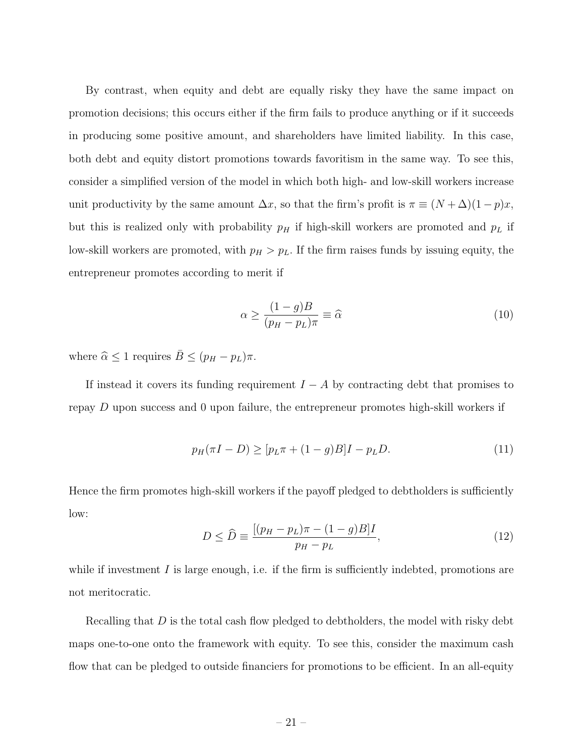By contrast, when equity and debt are equally risky they have the same impact on promotion decisions; this occurs either if the firm fails to produce anything or if it succeeds in producing some positive amount, and shareholders have limited liability. In this case, both debt and equity distort promotions towards favoritism in the same way. To see this, consider a simplified version of the model in which both high- and low-skill workers increase unit productivity by the same amount $\Delta x$, so that the firm's profit is $\pi \equiv (N + \Delta)(1 - p)x$, but this is realized only with probability $p_H$ if high-skill workers are promoted and $p_L$ if low-skill workers are promoted, with $p_H > p_L$. If the firm raises funds by issuing equity, the entrepreneur promotes according to merit if

$$\alpha \geq \frac{(1-g)B}{(p_H - p_L)\pi} \equiv \widehat{\alpha} \tag{10}$$

where $\widehat{\alpha} \leq 1$ requires $\bar{B} \leq (p_H - p_L)\pi$.

If instead it covers its funding requirement $I - A$ by contracting debt that promises to repay $D$ upon success and 0 upon failure, the entrepreneur promotes high-skill workers if

$$p_H(\pi I - D) \geq [p_L \pi + (1-g)B]I - p_L D. \tag{11}$$

Hence the firm promotes high-skill workers if the payoff pledged to debtholders is sufficiently low:

$$D \leq \widehat{D} \equiv \frac{[(p_H - p_L)\pi - (1-g)B]I}{p_H - p_L}, \tag{12}$$

while if investment $I$ is large enough, i.e. if the firm is sufficiently indebted, promotions are not meritocratic.

Recalling that $D$ is the total cash flow pledged to debtholders, the model with risky debt maps one-to-one onto the framework with equity. To see this, consider the maximum cash flow that can be pledged to outside financiers for promotions to be efficient. In an all-equity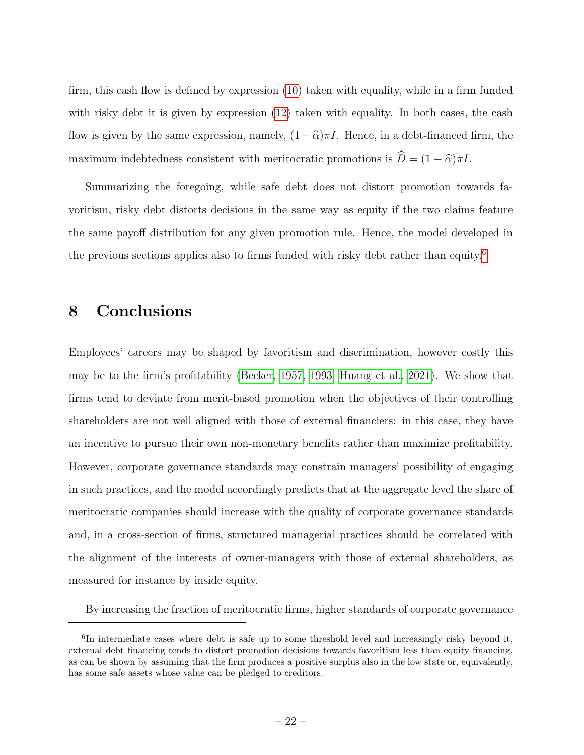firm, this cash flow is defined by expression (10) taken with equality, while in a firm funded with risky debt it is given by expression (12) taken with equality. In both cases, the cash flow is given by the same expression, namely, $(1-\widehat{\alpha})\pi I$. Hence, in a debt-financed firm, the maximum indebtedness consistent with meritocratic promotions is $\widehat{D} = (1-\widehat{\alpha})\pi I$.

Summarizing the foregoing, while safe debt does not distort promotion towards favoritism, risky debt distorts decisions in the same way as equity if the two claims feature the same payoff distribution for any given promotion rule. Hence, the model developed in the previous sections applies also to firms funded with risky debt rather than equity.[6]

# 8 Conclusions

Employees' careers may be shaped by favoritism and discrimination, however costly this may be to the firm's profitability (Becker, 1957, 1993; Huang et al., 2021). We show that firms tend to deviate from merit-based promotion when the objectives of their controlling shareholders are not well aligned with those of external financiers: in this case, they have an incentive to pursue their own non-monetary benefits rather than maximize profitability. However, corporate governance standards may constrain managers' possibility of engaging in such practices, and the model accordingly predicts that at the aggregate level the share of meritocratic companies should increase with the quality of corporate governance standards and, in a cross-section of firms, structured managerial practices should be correlated with the alignment of the interests of owner-managers with those of external shareholders, as measured for instance by inside equity.

By increasing the fraction of meritocratic firms, higher standards of corporate governance

[6] In intermediate cases where debt is safe up to some threshold level and increasingly risky beyond it, external debt financing tends to distort promotion decisions towards favoritism less than equity financing, as can be shown by assuming that the firm produces a positive surplus also in the low state or, equivalently, has some safe assets whose value can be pledged to creditors.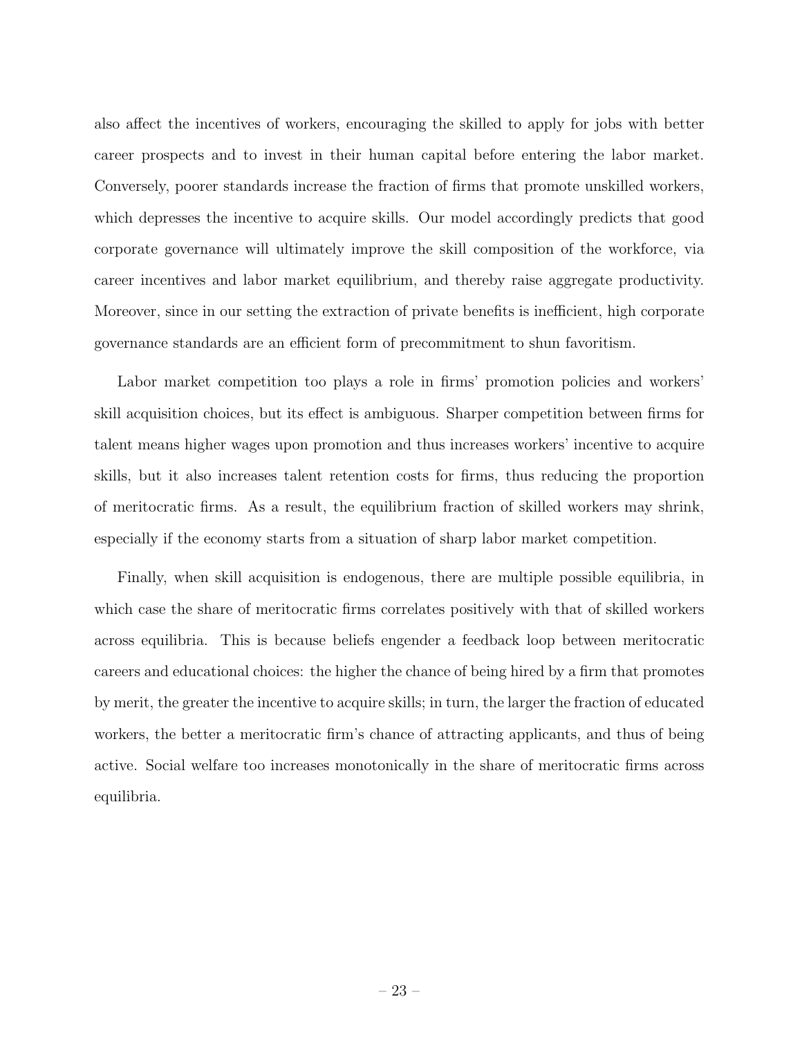also affect the incentives of workers, encouraging the skilled to apply for jobs with better career prospects and to invest in their human capital before entering the labor market. Conversely, poorer standards increase the fraction of firms that promote unskilled workers, which depresses the incentive to acquire skills. Our model accordingly predicts that good corporate governance will ultimately improve the skill composition of the workforce, via career incentives and labor market equilibrium, and thereby raise aggregate productivity. Moreover, since in our setting the extraction of private benefits is inefficient, high corporate governance standards are an efficient form of precommitment to shun favoritism.

Labor market competition too plays a role in firms' promotion policies and workers' skill acquisition choices, but its effect is ambiguous. Sharper competition between firms for talent means higher wages upon promotion and thus increases workers' incentive to acquire skills, but it also increases talent retention costs for firms, thus reducing the proportion of meritocratic firms. As a result, the equilibrium fraction of skilled workers may shrink, especially if the economy starts from a situation of sharp labor market competition.

Finally, when skill acquisition is endogenous, there are multiple possible equilibria, in which case the share of meritocratic firms correlates positively with that of skilled workers across equilibria. This is because beliefs engender a feedback loop between meritocratic careers and educational choices: the higher the chance of being hired by a firm that promotes by merit, the greater the incentive to acquire skills; in turn, the larger the fraction of educated workers, the better a meritocratic firm's chance of attracting applicants, and thus of being active. Social welfare too increases monotonically in the share of meritocratic firms across equilibria.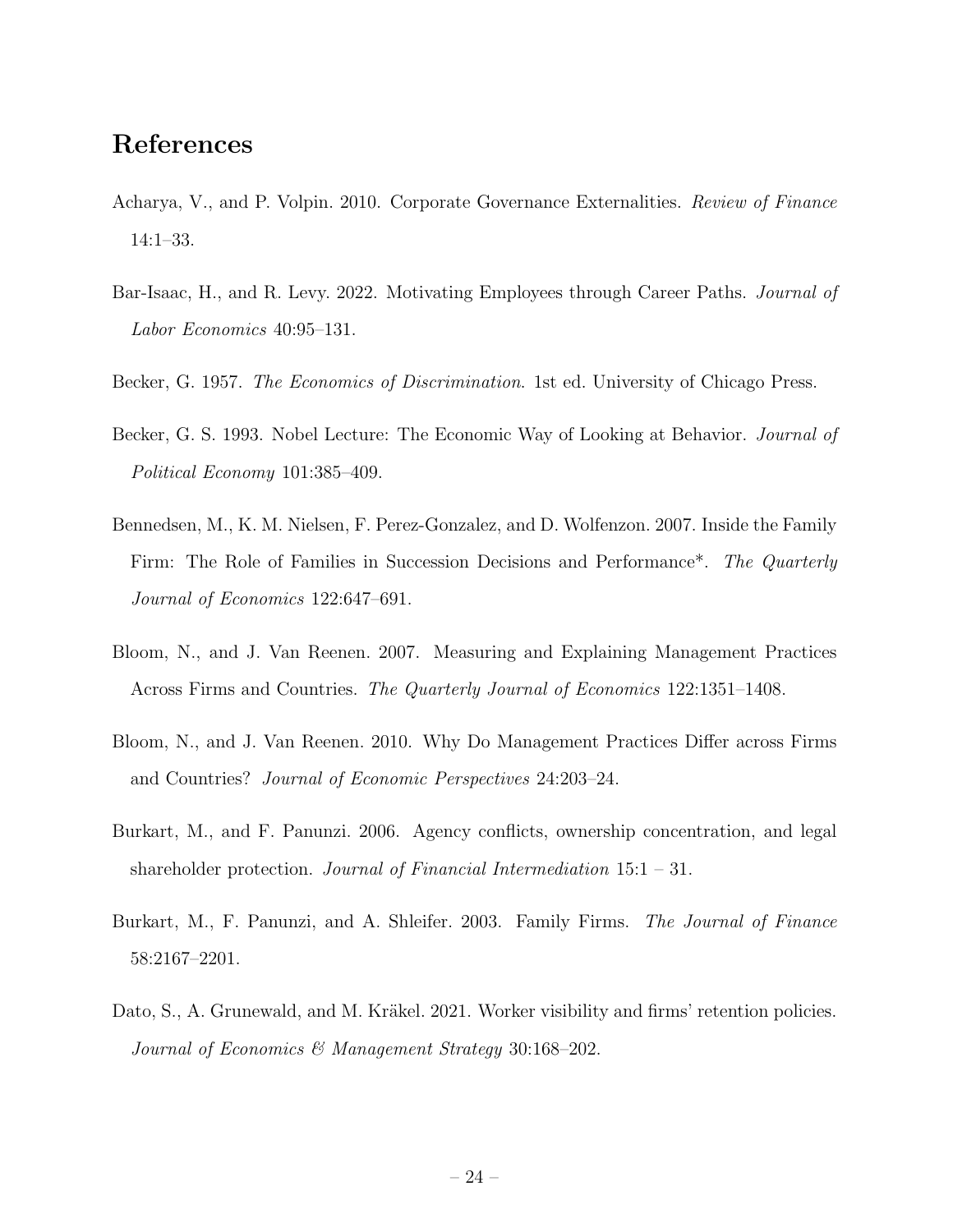## References

Acharya, V., and P. Volpin. 2010. Corporate Governance Externalities. *Review of Finance* 14:1–33.

Bar-Isaac, H., and R. Levy. 2022. Motivating Employees through Career Paths. *Journal of Labor Economics* 40:95–131.

Becker, G. 1957. *The Economics of Discrimination*. 1st ed. University of Chicago Press.

Becker, G. S. 1993. Nobel Lecture: The Economic Way of Looking at Behavior. *Journal of Political Economy* 101:385–409.

Bennedsen, M., K. M. Nielsen, F. Perez-Gonzalez, and D. Wolfenzon. 2007. Inside the Family Firm: The Role of Families in Succession Decisions and Performance*. *The Quarterly Journal of Economics* 122:647–691.

Bloom, N., and J. Van Reenen. 2007. Measuring and Explaining Management Practices Across Firms and Countries. *The Quarterly Journal of Economics* 122:1351–1408.

Bloom, N., and J. Van Reenen. 2010. Why Do Management Practices Differ across Firms and Countries? *Journal of Economic Perspectives* 24:203–24.

Burkart, M., and F. Panunzi. 2006. Agency conflicts, ownership concentration, and legal shareholder protection. *Journal of Financial Intermediation* 15:1 – 31.

Burkart, M., F. Panunzi, and A. Shleifer. 2003. Family Firms. *The Journal of Finance* 58:2167–2201.

Dato, S., A. Grunewald, and M. Kräkel. 2021. Worker visibility and firms' retention policies. *Journal of Economics & Management Strategy* 30:168–202.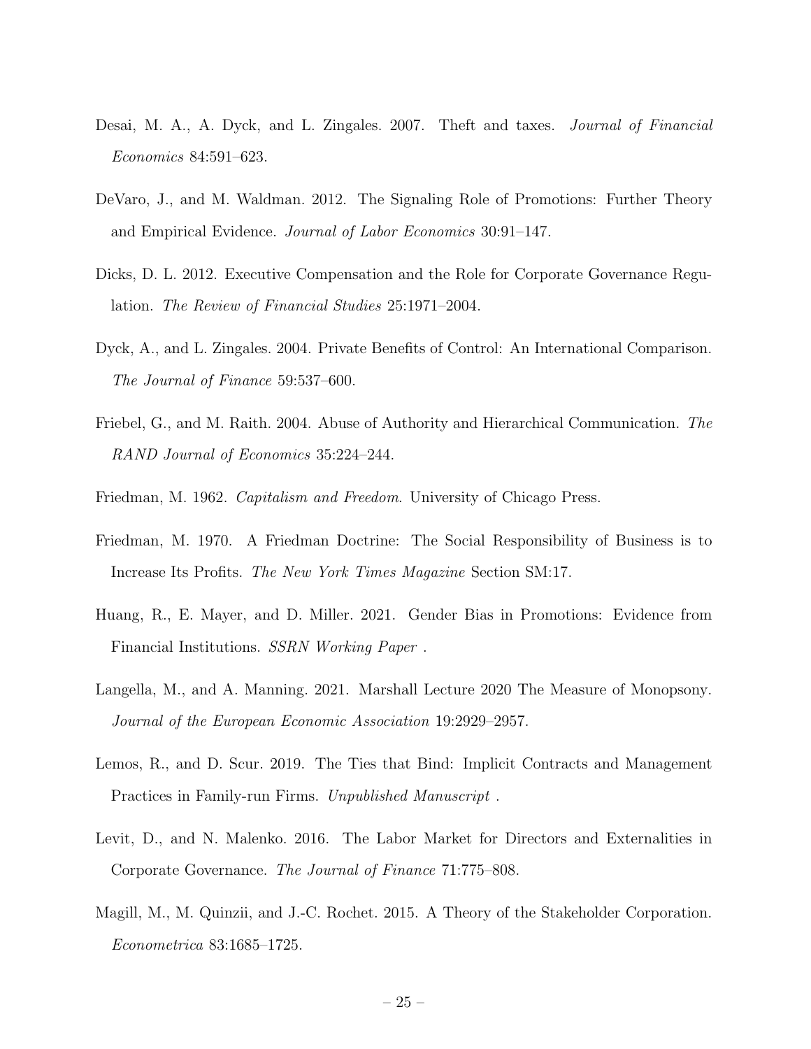Desai, M. A., A. Dyck, and L. Zingales. 2007. Theft and taxes. *Journal of Financial Economics* 84:591–623.

DeVaro, J., and M. Waldman. 2012. The Signaling Role of Promotions: Further Theory and Empirical Evidence. *Journal of Labor Economics* 30:91–147.

Dicks, D. L. 2012. Executive Compensation and the Role for Corporate Governance Regulation. *The Review of Financial Studies* 25:1971–2004.

Dyck, A., and L. Zingales. 2004. Private Benefits of Control: An International Comparison. *The Journal of Finance* 59:537–600.

Friebel, G., and M. Raith. 2004. Abuse of Authority and Hierarchical Communication. *The RAND Journal of Economics* 35:224–244.

Friedman, M. 1962. *Capitalism and Freedom*. University of Chicago Press.

Friedman, M. 1970. A Friedman Doctrine: The Social Responsibility of Business is to Increase Its Profits. *The New York Times Magazine* Section SM:17.

Huang, R., E. Mayer, and D. Miller. 2021. Gender Bias in Promotions: Evidence from Financial Institutions. *SSRN Working Paper* .

Langella, M., and A. Manning. 2021. Marshall Lecture 2020 The Measure of Monopsony. *Journal of the European Economic Association* 19:2929–2957.

Lemos, R., and D. Scur. 2019. The Ties that Bind: Implicit Contracts and Management Practices in Family-run Firms. *Unpublished Manuscript* .

Levit, D., and N. Malenko. 2016. The Labor Market for Directors and Externalities in Corporate Governance. *The Journal of Finance* 71:775–808.

Magill, M., M. Quinzii, and J.-C. Rochet. 2015. A Theory of the Stakeholder Corporation. *Econometrica* 83:1685–1725.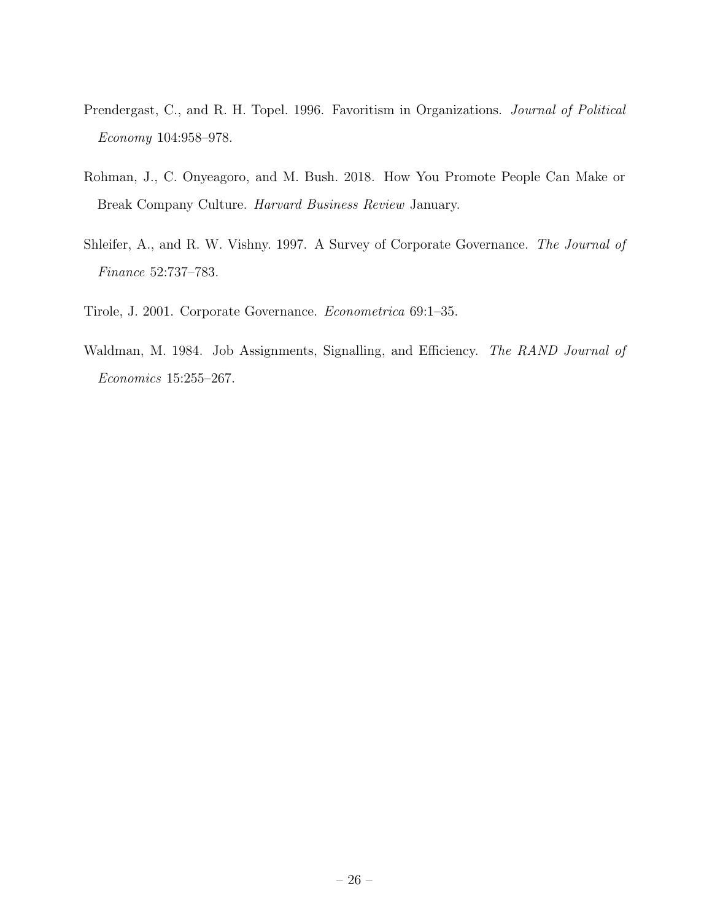Prendergast, C., and R. H. Topel. 1996. Favoritism in Organizations. *Journal of Political Economy* 104:958–978.

Rohman, J., C. Onyeagoro, and M. Bush. 2018. How You Promote People Can Make or Break Company Culture. *Harvard Business Review* January.

Shleifer, A., and R. W. Vishny. 1997. A Survey of Corporate Governance. *The Journal of Finance* 52:737–783.

Tirole, J. 2001. Corporate Governance. *Econometrica* 69:1–35.

Waldman, M. 1984. Job Assignments, Signalling, and Efficiency. *The RAND Journal of Economics* 15:255–267.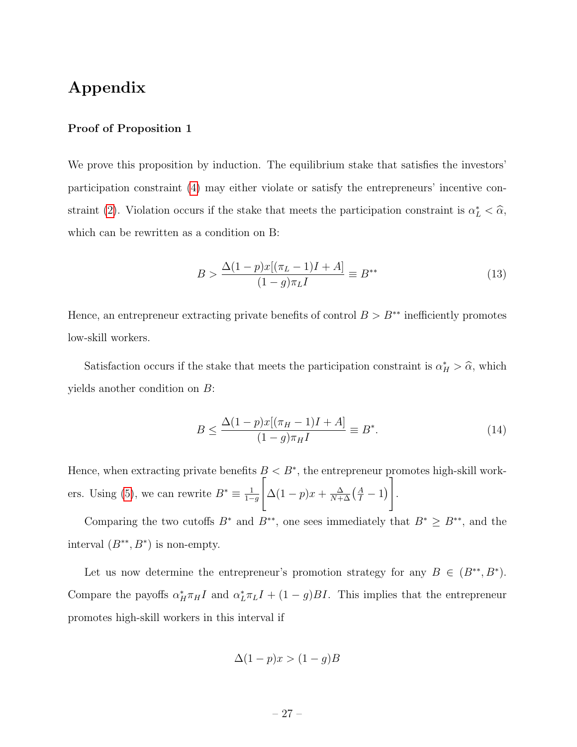# Appendix

### Proof of Proposition 1

We prove this proposition by induction. The equilibrium stake that satisfies the investors' participation constraint (4) may either violate or satisfy the entrepreneurs' incentive constraint (2). Violation occurs if the stake that meets the participation constraint is $\alpha_L^* < \widehat{\alpha}$, which can be rewritten as a condition on B:

$$B > \frac{\Delta(1-p)x[(\pi_L - 1)I + A]}{(1-g)\pi_L I} \equiv B^{**} \tag{13}$$

Hence, an entrepreneur extracting private benefits of control $B > B^{**}$ inefficiently promotes low-skill workers.

Satisfaction occurs if the stake that meets the participation constraint is $\alpha_H^* > \widehat{\alpha}$, which yields another condition on $B$:

$$B \leq \frac{\Delta(1-p)x[(\pi_H - 1)I + A]}{(1-g)\pi_H I} \equiv B^*. \tag{14}$$

Hence, when extracting private benefits $B < B^*$, the entrepreneur promotes high-skill workers. Using (5), we can rewrite $B^* \equiv \frac{1}{1-g}\left[\Delta(1-p)x + \frac{\Delta}{N+\Delta}\left(\frac{A}{I} - 1\right)\right]$.

Comparing the two cutoffs $B^*$ and $B^{**}$, one sees immediately that $B^* \geq B^{**}$, and the interval $(B^{**}, B^*)$ is non-empty.

Let us now determine the entrepreneur's promotion strategy for any $B \in (B^{**}, B^*)$. Compare the payoffs $\alpha_H^* \pi_H I$ and $\alpha_L^* \pi_L I + (1-g)BI$. This implies that the entrepreneur promotes high-skill workers in this interval if

$$\Delta(1-p)x > (1-g)B$$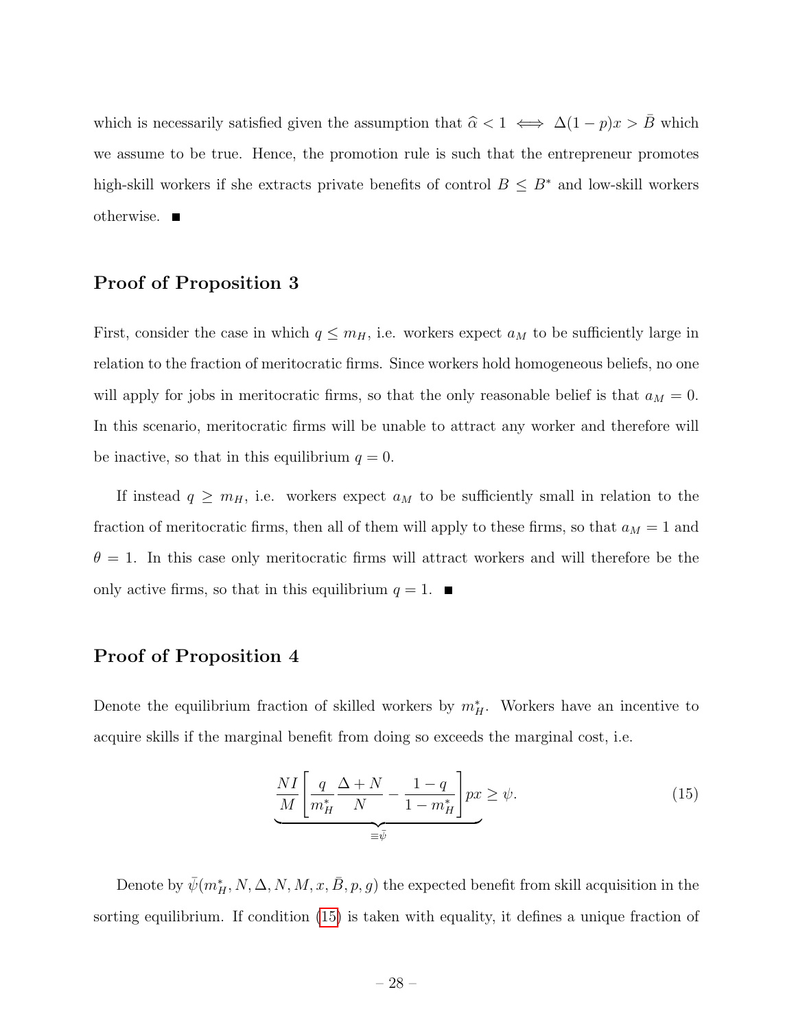which is necessarily satisfied given the assumption that $\widehat{\alpha} < 1 \iff \Delta(1-p)x > \bar{B}$ which we assume to be true. Hence, the promotion rule is such that the entrepreneur promotes high-skill workers if she extracts private benefits of control $B \leq B^*$ and low-skill workers otherwise. ■

## Proof of Proposition 3

First, consider the case in which $q \leq m_H$, i.e. workers expect $a_M$ to be sufficiently large in relation to the fraction of meritocratic firms. Since workers hold homogeneous beliefs, no one will apply for jobs in meritocratic firms, so that the only reasonable belief is that $a_M = 0$. In this scenario, meritocratic firms will be unable to attract any worker and therefore will be inactive, so that in this equilibrium $q = 0$.

If instead $q \geq m_H$, i.e. workers expect $a_M$ to be sufficiently small in relation to the fraction of meritocratic firms, then all of them will apply to these firms, so that $a_M = 1$ and $\theta = 1$. In this case only meritocratic firms will attract workers and will therefore be the only active firms, so that in this equilibrium $q = 1$. ■

## Proof of Proposition 4

Denote the equilibrium fraction of skilled workers by $m_H^*$. Workers have an incentive to acquire skills if the marginal benefit from doing so exceeds the marginal cost, i.e.

$$\underbrace{\frac{NI}{M}\left[\frac{q}{m_H^*}\frac{\Delta + N}{N} - \frac{1-q}{1-m_H^*}\right]px}_{\equiv \bar{\psi}} \geq \psi. \tag{15}$$

Denote by $\bar{\psi}(m_H^*, N, \Delta, N, M, x, \bar{B}, p, g)$ the expected benefit from skill acquisition in the sorting equilibrium. If condition (15) is taken with equality, it defines a unique fraction of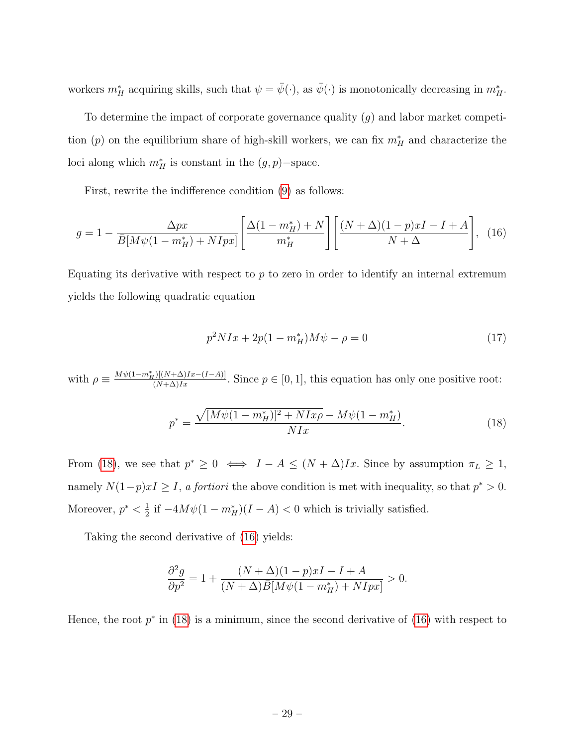workers $m_H^*$ acquiring skills, such that $\psi = \bar{\psi}(\cdot)$, as $\bar{\psi}(\cdot)$ is monotonically decreasing in $m_H^*$.

To determine the impact of corporate governance quality ($g$) and labor market competition ($p$) on the equilibrium share of high-skill workers, we can fix $m_H^*$ and characterize the loci along which $m_H^*$ is constant in the $(g, p)-$space.

First, rewrite the indifference condition (9) as follows:

$$g = 1 - \frac{\Delta p x}{\bar{B}[M\psi(1-m_H^*) + NIpx]} \left[\frac{\Delta(1-m_H^*) + N}{m_H^*}\right] \left[\frac{(N+\Delta)(1-p)xI - I + A}{N+\Delta}\right], \quad (16)$$

Equating its derivative with respect to $p$ to zero in order to identify an internal extremum yields the following quadratic equation

$$p^2 NIx + 2p(1-m_H^*)M\psi - \rho = 0 \quad (17)$$

with $\rho \equiv \frac{M\psi(1-m_H^*)[(N+\Delta)Ix-(I-A)]}{(N+\Delta)Ix}$. Since $p \in [0,1]$, this equation has only one positive root:

$$p^* = \frac{\sqrt{[M\psi(1-m_H^*)]^2 + NIx\rho} - M\psi(1-m_H^*)}{NIx}. \quad (18)$$

From (18), we see that $p^* \geq 0 \iff I - A \leq (N+\Delta)Ix$. Since by assumption $\pi_L \geq 1$, namely $N(1-p)xI \geq I$, *a fortiori* the above condition is met with inequality, so that $p^* > 0$. Moreover, $p^* < \frac{1}{2}$ if $-4M\psi(1-m_H^*)(I-A) < 0$ which is trivially satisfied.

Taking the second derivative of (16) yields:

$$\frac{\partial^2 g}{\partial p^2} = 1 + \frac{(N+\Delta)(1-p)xI - I + A}{(N+\Delta)\bar{B}[M\psi(1-m_H^*) + NIpx]} > 0.$$

Hence, the root $p^*$ in (18) is a minimum, since the second derivative of (16) with respect to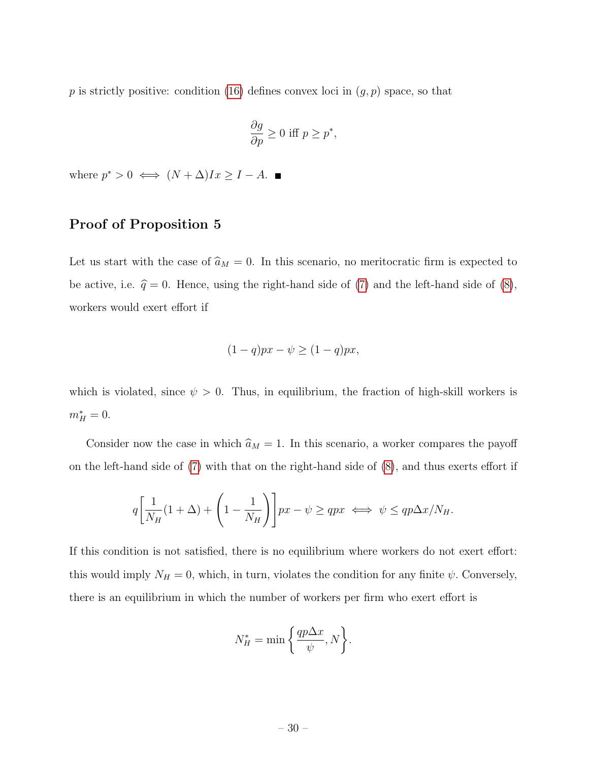$p$ is strictly positive: condition (16) defines convex loci in $(g, p)$ space, so that

$$\frac{\partial g}{\partial p} \geq 0 \text{ iff } p \geq p^*,$$

where $p^* > 0 \iff (N + \Delta)Ix \geq I - A$. ■

## Proof of Proposition 5

Let us start with the case of $\widehat{a}_M = 0$. In this scenario, no meritocratic firm is expected to be active, i.e. $\widehat{q} = 0$. Hence, using the right-hand side of (7) and the left-hand side of (8), workers would exert effort if

$$(1 - q)px - \psi \geq (1 - q)px,$$

which is violated, since $\psi > 0$. Thus, in equilibrium, the fraction of high-skill workers is $m_H^* = 0$.

Consider now the case in which $\widehat{a}_M = 1$. In this scenario, a worker compares the payoff on the left-hand side of (7) with that on the right-hand side of (8), and thus exerts effort if

$$q\left[\frac{1}{N_H}(1 + \Delta) + \left(1 - \frac{1}{N_H}\right)\right]px - \psi \geq qpx \iff \psi \leq qp\Delta x/N_H.$$

If this condition is not satisfied, there is no equilibrium where workers do not exert effort: this would imply $N_H = 0$, which, in turn, violates the condition for any finite $\psi$. Conversely, there is an equilibrium in which the number of workers per firm who exert effort is

$$N_H^* = \min\left\{\frac{qp\Delta x}{\psi}, N\right\}.$$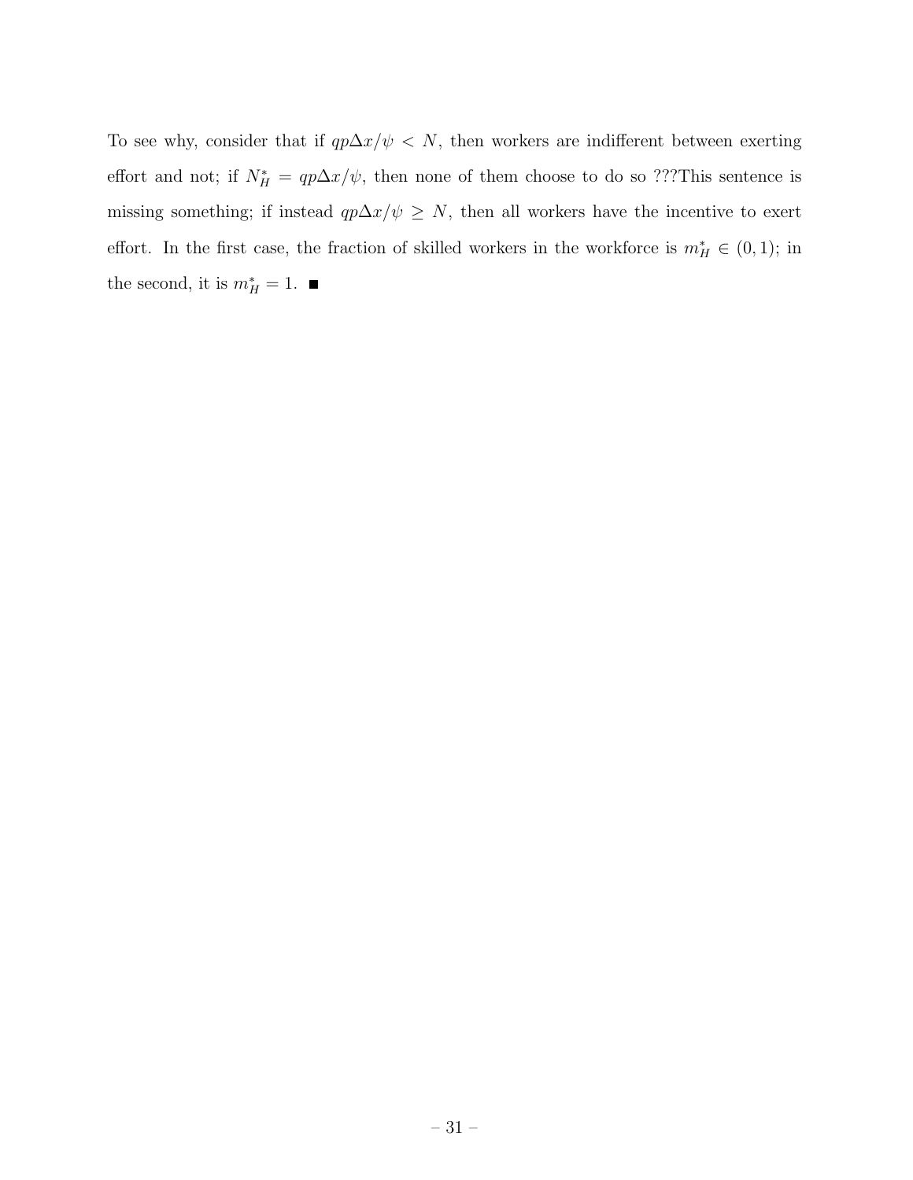To see why, consider that if $qp\Delta x/\psi < N$, then workers are indifferent between exerting effort and not; if $N_H^* = qp\Delta x/\psi$, then none of them choose to do so ???This sentence is missing something; if instead $qp\Delta x/\psi \geq N$, then all workers have the incentive to exert effort. In the first case, the fraction of skilled workers in the workforce is $m_H^* \in (0, 1)$; in the second, it is $m_H^* = 1$. ■